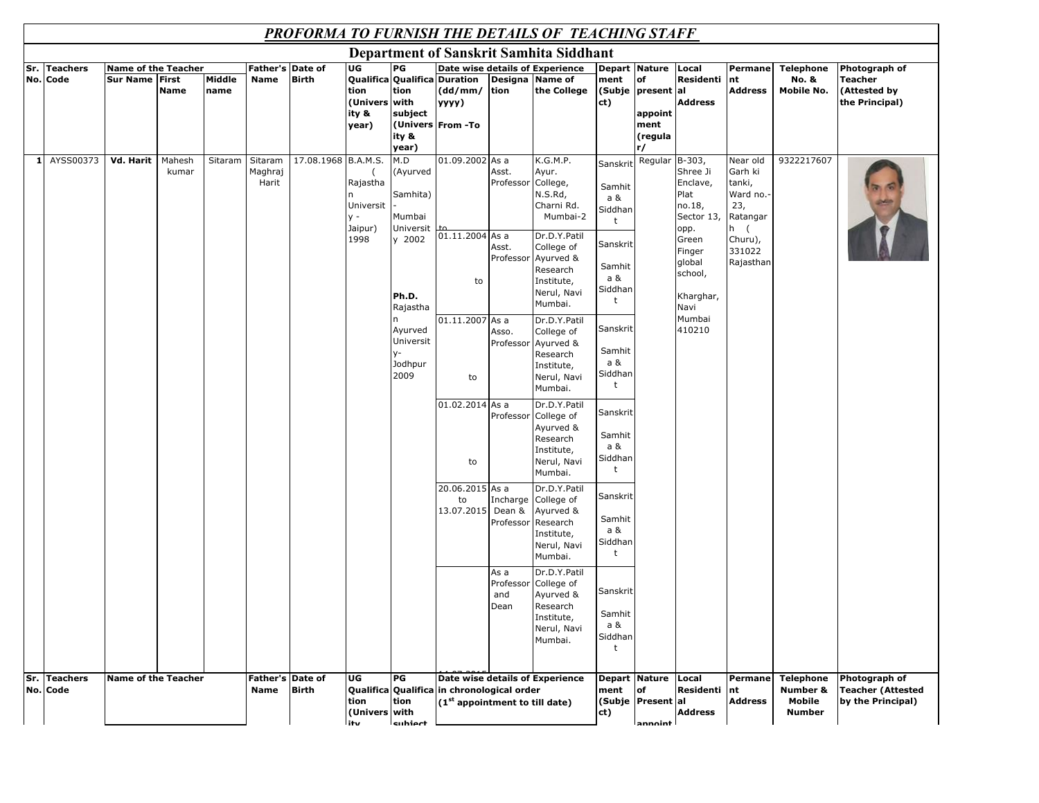# *PROFORMA TO FURNISH THE DETAILS OF TEACHING STAFF*

## Department of Sanskrit Samhita Siddhant

| Sr. No. | Teachers Code | Name of the Teacher | | | Father's Name | Date of Birth | UG Qualification (University & year) | PG Qualification with subject (University & year) | Date wise details of Experience | | | Department (Subject) | Nature of present appointment (regular/ | Local Residential Address | Permanent Address | Telephone No. & Mobile No. | Photograph of Teacher (Attested by the Principal) |
|---|---|---|---|---|---|---|---|---|---|---|---|---|---|---|---|---|---|
| | | Sur Name | First Name | Middle name | | | | | Duration (dd/mm/yyyy) From -To | Designation | Name of the College | | | | | | |
| 1 | AYSS00373 | **Vd. Harit** | Mahesh kumar | Sitaram | Sitaram Maghraj Harit | 17.08.1968 | B.A.M.S. ( Rajasthan University - Jaipur) 1998 | M.D (Ayurved Samhita) - Mumbai University 2002<br><br>**Ph.D.** Rajasthan Ayurved University- Jodhpur 2009 | 01.09.2002 to | As a Asst. Professor | K.G.M.P. Ayur. College, N.S.Rd, Charni Rd. Mumbai-2 | Sanskrit Samhita & Siddhant | Regular | B-303, Shree Ji Enclave, Plat no.18, Sector 13, opp. Green Finger global school, Kharghar, Navi Mumbai 410210 | Near old Garh ki tanki, Ward no.- 23, Ratangarh ( Churu), 331022 Rajasthan | 9322217607 | |
| | | | | | | | | | 01.11.2004 to | As a Asst. Professor | Dr.D.Y.Patil College of Ayurved & Research Institute, Nerul, Navi Mumbai. | Sanskrit Samhita & Siddhant | | | | | |
| | | | | | | | | | 01.11.2007 to | As a Asso. Professor | Dr.D.Y.Patil College of Ayurved & Research Institute, Nerul, Navi Mumbai. | Sanskrit Samhita & Siddhant | | | | | |
| | | | | | | | | | 01.02.2014 to | As a Professor | Dr.D.Y.Patil College of Ayurved & Research Institute, Nerul, Navi Mumbai. | Sanskrit Samhita & Siddhant | | | | | |
| | | | | | | | | | 20.06.2015 to 13.07.2015 | As a Incharge Dean & Professor | Dr.D.Y.Patil College of Ayurved & Research Institute, Nerul, Navi Mumbai. | Sanskrit Samhita & Siddhant | | | | | |
| | | | | | | | | | | As a Professor and Dean | Dr.D.Y.Patil College of Ayurved & Research Institute, Nerul, Navi Mumbai. | Sanskrit Samhita & Siddhant | | | | | |

| Sr. No. | Teachers Code | Name of the Teacher | Father's Name | Date of Birth | UG Qualification (University | PG Qualification with subject | Date wise details of Experience in chronological order (1st appointment to till date) | Department (Subject) | Nature of Present appoint | Local Residential Address | Permanent Address | Telephone Number & Mobile Number | Photograph of Teacher (Attested by the Principal) |
|---|---|---|---|---|---|---|---|---|---|---|---|---|---|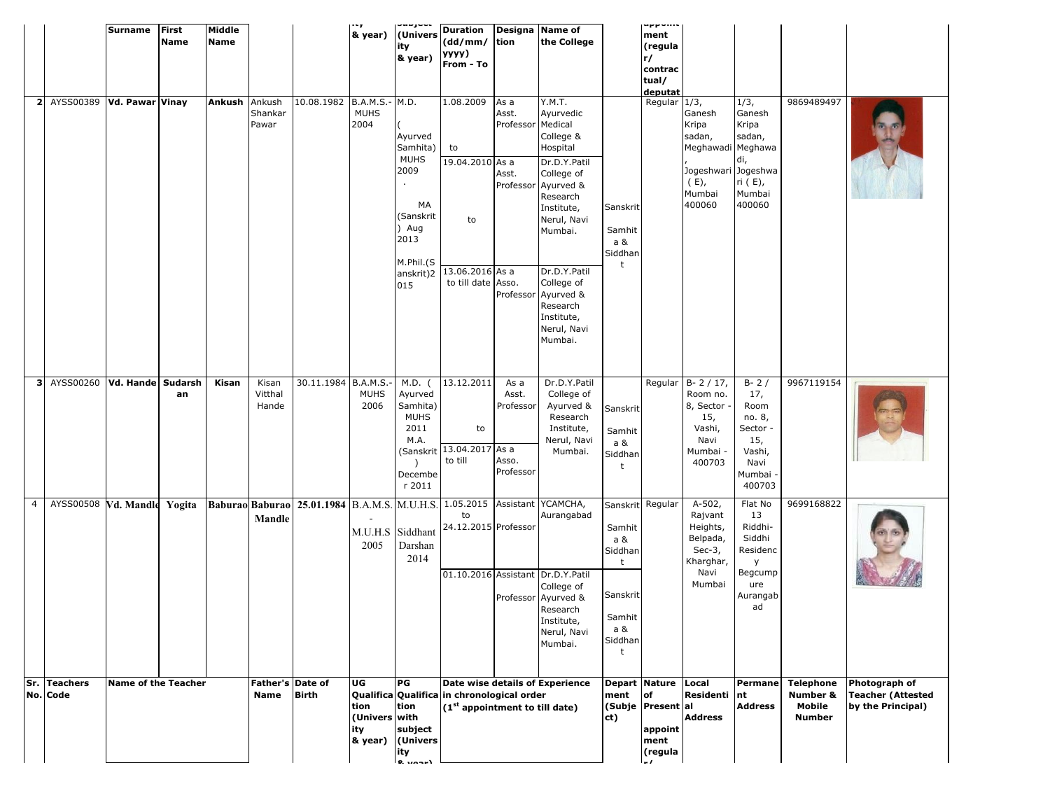| Sr. No. | Teachers Code | Name of the Teacher | | | Father's Name | Date of Birth | UG Qualification (University & year) | PG Qualification with subject (University & year) | Date wise details of Experience in chronological order (1st appointment to till date) | | | Department (Subject) | Nature of Present appointment (regular/ contractual/ deputat | Local Residential Address | Permanent Address | Telephone Number & Mobile Number | Photograph of Teacher (Attested by the Principal) |
|---|---|---|---|---|---|---|---|---|---|---|---|---|---|---|---|---|---|
| | | Surname | First Name | Middle Name | | | | | Duration (dd/mm/ yyyy) From - To | Designation | Name of the College | | | | | | |
| 2 | AYSS00389 | Vd. Pawar | Vinay | Ankush | Ankush Shankar Pawar | 10.08.1982 | B.A.M.S.- MUHS 2004 | M.D. ( Ayurved Samhita) MUHS 2009 . MA (Sanskrit ) Aug 2013 M.Phil.(Sanskrit)2015 | 1.08.2009 to 19.04.2010 | As a Asst. Professor | Y.M.T. Ayurvedic Medical College & Hospital | Sanskrit Samhita & Siddhant | Regular | 1/3, Ganesh Kripa sadan, Meghawadi, Jogeshwari ( E), Mumbai 400060 | 1/3, Ganesh Kripa sadan, Meghawadi, Jogeshwari ( E), Mumbai 400060 | 9869489497 | |
| | | | | | | | | | to | As a Asst. Professor | Dr.D.Y.Patil College of Ayurved & Research Institute, Nerul, Navi Mumbai. | | | | | | |
| | | | | | | | | | 13.06.2016 to till date | As a Asso. Professor | Dr.D.Y.Patil College of Ayurved & Research Institute, Nerul, Navi Mumbai. | | | | | | |
| 3 | AYSS00260 | Vd. Hande | Sudarshan | Kisan | Kisan Vitthal Hande | 30.11.1984 | B.A.M.S.- MUHS 2006 | M.D. ( Ayurved Samhita) MUHS 2011 M.A. (Sanskrit ) December 2011 | 13.12.2011 to | As a Asst. Professor | Dr.D.Y.Patil College of Ayurved & Research Institute, Nerul, Navi Mumbai. | Sanskrit Samhita & Siddhant | Regular | B- 2 / 17, Room no. 8, Sector - 15, Vashi, Navi Mumbai - 400703 | B- 2 / 17, Room no. 8, Sector - 15, Vashi, Navi Mumbai - 400703 | 9967119154 | |
| | | | | | | | | | 13.04.2017 to till | As a Asso. Professor | | | | | | | |
| 4 | AYSS00508 | Vd. Mandle | Yogita | Baburao | Baburao Mandle | 25.01.1984 | B.A.M.S. - M.U.H.S 2005 | M.U.H.S. Siddhant Darshan 2014 | 1.05.2015 to 24.12.2015 | Assistant Professor | YCAMCHA, Aurangabad | Sanskrit Samhita & Siddhant | Regular | A-502, Rajvant Heights, Belpada, Sec-3, Kharghar, Navi Mumbai | Flat No 13 Riddhi-Siddhi Residency Begcumpure Aurangabad | 9699168822 | |
| | | | | | | | | | 01.10.2016 | Assistant Professor | Dr.D.Y.Patil College of Ayurved & Research Institute, Nerul, Navi Mumbai. | Sanskrit Samhita & Siddhant | | | | | |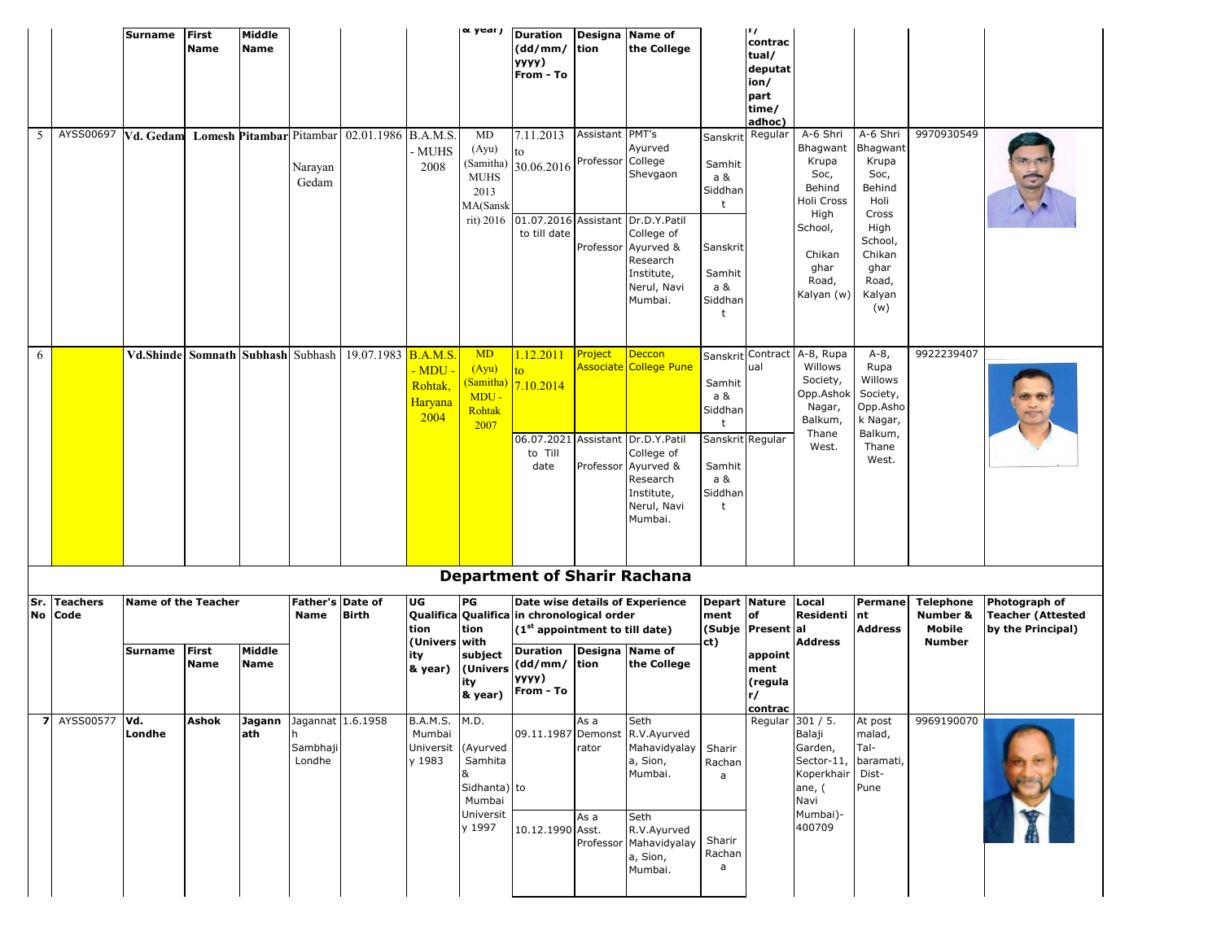| Sr. No | Teachers Code | Surname | First Name | Middle Name | Father's Name | Date of Birth | UG Qualification (University & year) | PG Qualification with subject (University & year) | Duration (dd/mm/yyyy) From - To | Designation | Name of the College | Department (Subject) | Nature of Present appointment (regular/contractual/deputation/part time/adhoc) | Local Residential Address | Permanent Address | Telephone Number & Mobile Number | Photograph of Teacher (Attested by the Principal) |
|---|---|---|---|---|---|---|---|---|---|---|---|---|---|---|---|---|---|
| 5 | AYSS00697 | Vd. Gedam | Lomesh | Pitambar | Pitambar Narayan Gedam | 02.01.1986 | B.A.M.S. - MUHS 2008 | MD (Ayu) (Samitha) MUHS 2013 MA(Sanskrit) 2016 | 7.11.2013 to 30.06.2016 | Assistant Professor | PMT's Ayurved College Shevgaon | Sanskrit Samhita & Siddhant | Regular | A-6 Shri Bhagwant Krupa Soc, Behind Holi Cross High School, Chikan ghar Road, Kalyan (w) | A-6 Shri Bhagwant Krupa Soc, Behind Holi Cross High School, Chikan ghar Road, Kalyan (w) | 9970930549 | |
| | | | | | | | | | 01.07.2016 to till date | Assistant Professor | Dr.D.Y.Patil College of Ayurved & Research Institute, Nerul, Navi Mumbai. | Sanskrit Samhita & Siddhant | | | | | |
| 6 | | Vd.Shinde | Somnath | Subhash | Subhash | 19.07.1983 | B.A.M.S. - MDU - Rohtak, Haryana 2004 | MD (Ayu) (Samitha) MDU - Rohtak 2007 | 1.12.2011 to 7.10.2014 | Project Associate | Deccon College Pune | Sanskrit Samhita & Siddhant | Contractual | A-8, Rupa Willows Society, Opp.Ashok Nagar, Balkum, Thane West. | A-8, Rupa Willows Society, Opp.Ashok Nagar, Balkum, Thane West. | 9922239407 | |
| | | | | | | | | | 06.07.2021 to Till date | Assistant Professor | Dr.D.Y.Patil College of Ayurved & Research Institute, Nerul, Navi Mumbai. | Sanskrit Samhita & Siddhant | Regular | | | | |

## Department of Sharir Rachana

| Sr. No | Teachers Code | Surname | First Name | Middle Name | Father's Name | Date of Birth | UG Qualification (University & year) | PG Qualification with subject (University & year) | Duration (dd/mm/yyyy) From - To | Designation | Name of the College | Department (Subject) | Nature of Present appointment (regular/contrac | Local Residential Address | Permanent Address | Telephone Number & Mobile Number | Photograph of Teacher (Attested by the Principal) |
|---|---|---|---|---|---|---|---|---|---|---|---|---|---|---|---|---|---|
| 7 | AYSS00577 | Vd. Londhe | Ashok | Jagannath | Jagannath Sambhaji Londhe | 1.6.1958 | B.A.M.S. Mumbai University 1983 | M.D. (Ayurved Samhita & Sidhanta) Mumbai University 1997 | 09.11.1987 to | As a Demonstrator | Seth R.V.Ayurved Mahavidyalaya, Sion, Mumbai. | Sharir Rachana | Regular | 301 / 5. Balaji Garden, Sector-11, Koperkhairane, ( Navi Mumbai)-400709 | At post malad, Tal-baramati, Dist-Pune | 9969190070 | |
| | | | | | | | | | 10.12.1990 | As a Asst. Professor | Seth R.V.Ayurved Mahavidyalaya, Sion, Mumbai. | Sharir Rachana | | | | | |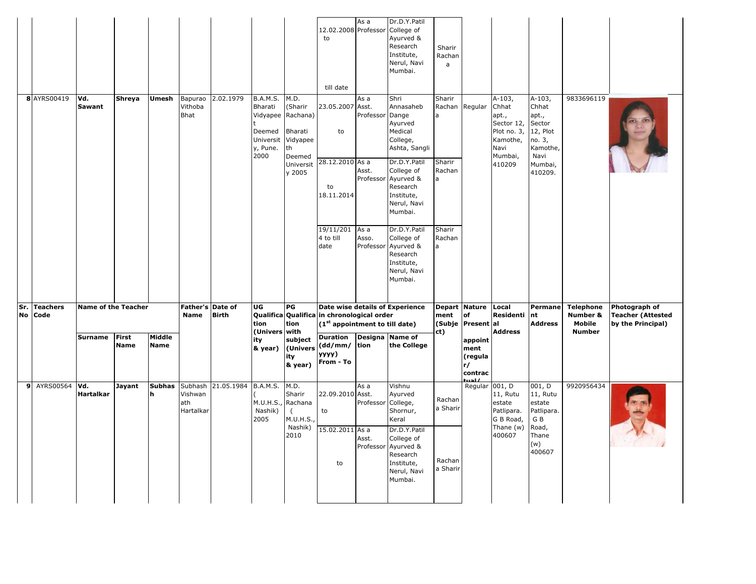| Sr. No | Teachers Code | Name of the Teacher | | | Father's Name | Date of Birth | UG Qualification (University & year) | PG Qualification with subject (University & year) | Date wise details of Experience in chronological order ($1^{st}$ appointment to till date) | | | Department (Subject) | Nature of Present appointment (regular/ contractual/ | Local Residential Address | Permanent Address | Telephone Number & Mobile Number | Photograph of Teacher (Attested by the Principal) |
|---|---|---|---|---|---|---|---|---|---|---|---|---|---|---|---|---|---|
| | | Surname | First Name | Middle Name | | | | | Duration (dd/mm/ yyyy) From - To | Designation | Name of the College | | | | | | |
| | | | | | | | | | 12.02.2008 to till date | As a Professor | Dr.D.Y.Patil College of Ayurved & Research Institute, Nerul, Navi Mumbai. | Sharir Rachana | | | | | |
| 8 | AYRS00419 | Vd. Sawant | Shreya | Umesh | Bapurao Vithoba Bhat | 2.02.1979 | B.A.M.S. Bharati Vidyapeet Deemed University, Pune. 2000 | M.D. (Sharir Rachana) Bharati Vidyapeeth Deemed University 2005 | 23.05.2007 to | As a Asst. Professor | Shri Annasaheb Dange Ayurved Medical College, Ashta, Sangli | Sharir Rachana | Regular | A-103, Chhat apt., Sector 12, Plot no. 3, Kamothe, Navi Mumbai, 410209 | A-103, Chhat apt., Sector 12, Plot no. 3, Kamothe, Navi Mumbai, 410209. | 9833696119 | |
| | | | | | | | | | 28.12.2010 to 18.11.2014 | As a Asst. Professor | Dr.D.Y.Patil College of Ayurved & Research Institute, Nerul, Navi Mumbai. | Sharir Rachana | | | | | |
| | | | | | | | | | 19/11/2014 to till date | As a Asso. Professor | Dr.D.Y.Patil College of Ayurved & Research Institute, Nerul, Navi Mumbai. | Sharir Rachana | | | | | |
| 9 | AYRS00564 | Vd. Hartalkar | Jayant | Subhash | Subhash Vishwanath Hartalkar | 21.05.1984 | B.A.M.S. ( M.U.H.S., Nashik) 2005 | M.D. Sharir Rachana ( M.U.H.S., Nashik) 2010 | 22.09.2010 to | As a Asst. Professor | Vishnu Ayurved College, Shornur, Keral | Rachana Sharir | Regular | 001, D 11, Rutu estate Patlipara. G B Road, Thane (w) 400607 | 001, D 11, Rutu estate Patlipara. G B Road, Thane (w) 400607 | 9920956434 | |
| | | | | | | | | | 15.02.2011 to | As a Asst. Professor | Dr.D.Y.Patil College of Ayurved & Research Institute, Nerul, Navi Mumbai. | Rachana Sharir | | | | | |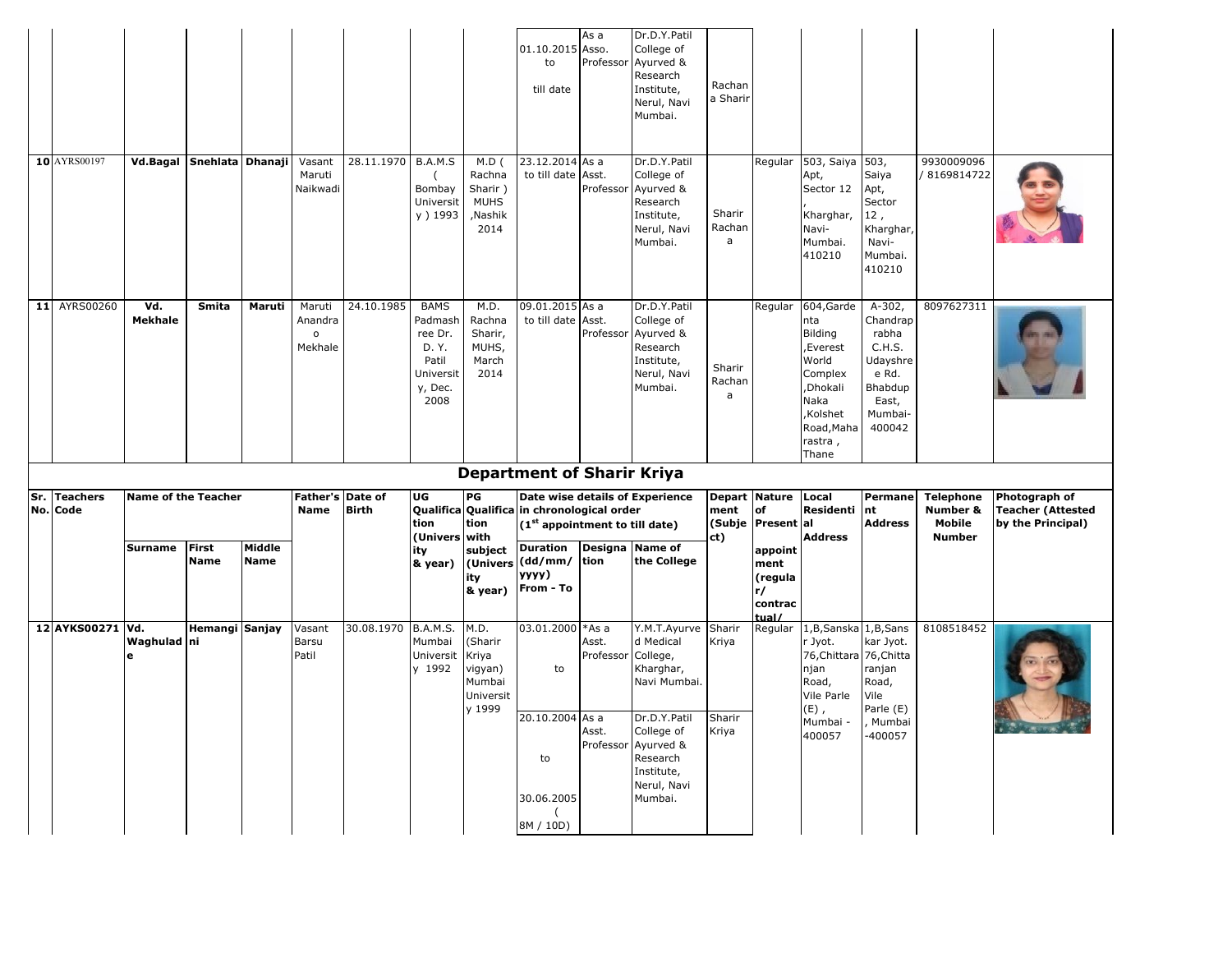| | | | | | | | | | | | | | | | | | |
|---|---|---|---|---|---|---|---|---|---|---|---|---|---|---|---|---|---|
| | | | | | | | | | 01.10.2015 to till date | As a Asso. Professor | Dr.D.Y.Patil College of Ayurved & Research Institute, Nerul, Navi Mumbai. | Rachana Sharir | | | | | |
| 10 | AYRS00197 | Vd.Bagal | Snehlata | Dhanaji | Vasant Maruti Naikwadi | 28.11.1970 | B.A.M.S ( Bombay University ) 1993 | M.D ( Rachna Sharir ) MUHS ,Nashik 2014 | 23.12.2014 to till date | As a Asst. Professor | Dr.D.Y.Patil College of Ayurved & Research Institute, Nerul, Navi Mumbai. | Sharir Rachana | Regular | 503, Saiya Apt, Sector 12 , Kharghar, Navi-Mumbai. 410210 | 503, Saiya Apt, Sector 12 , Kharghar, Navi-Mumbai. 410210 | 9930009096 / 8169814722 | |
| 11 | AYRS00260 | Vd. Mekhale | Smita | Maruti | Maruti Anandrao Mekhale | 24.10.1985 | BAMS Padmashree Dr. D. Y. Patil University, Dec. 2008 | M.D. Rachna Sharir, MUHS, March 2014 | 09.01.2015 to till date | As a Asst. Professor | Dr.D.Y.Patil College of Ayurved & Research Institute, Nerul, Navi Mumbai. | Sharir Rachana | Regular | 604,Gardenta Bilding ,Everest World Complex ,Dhokali Naka ,Kolshet Road,Maharastra , Thane | A-302, Chandraprabha C.H.S. Udayshree Rd. Bhabdup East, Mumbai-400042 | 8097627311 | |

## Department of Sharir Kriya

| Sr. No. | Teachers Code | Name of the Teacher | | | Father's Name | Date of Birth | UG Qualification (University & year) | PG Qualification with subject (University & year) | Date wise details of Experience in chronological order (1st appointment to till date) | | | Department (Subject) | Nature of Present appointment (regular/contractual/ | Local Residential Address | Permanent Address | Telephone Number & Mobile Number | Photograph of Teacher (Attested by the Principal) |
|---|---|---|---|---|---|---|---|---|---|---|---|---|---|---|---|---|---|
| | | Surname | First Name | Middle Name | | | | | Duration (dd/mm/yyyy) From - To | Designation | Name of the College | | | | | | |
| 12 | AYKS00271 | Vd. Waghulade | Hemangini | Sanjay | Vasant Barsu Patil | 30.08.1970 | B.A.M.S. Mumbai University 1992 | M.D. (Sharir Kriya vigyan) Mumbai University 1999 | 03.01.2000 to | *As a Asst. Professor | Y.M.T.Ayurved Medical College, Kharghar, Navi Mumbai. | Sharir Kriya | Regular | 1,B,Sanskar Jyot. 76,Chittaranjan Road, Vile Parle (E) , Mumbai - 400057 | 1,B,Sanskar Jyot. 76,Chittaranjan Road, Vile Parle (E) , Mumbai -400057 | 8108518452 | |
| | | | | | | | | | 20.10.2004 to 30.06.2005 ( 8M / 10D) | As a Asst. Professor | Dr.D.Y.Patil College of Ayurved & Research Institute, Nerul, Navi Mumbai. | Sharir Kriya | | | | | |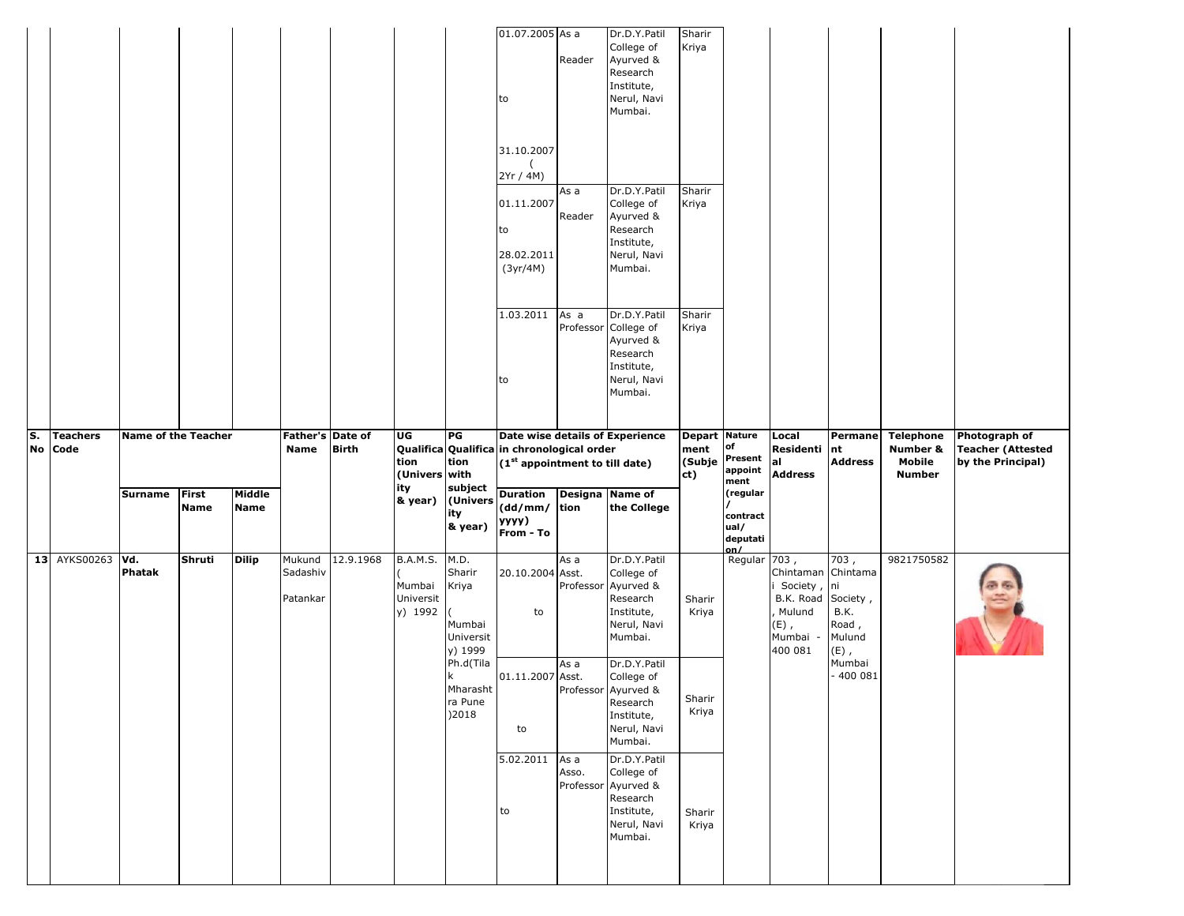| | | | | | | | | | 01.07.2005 to 31.10.2007 ( 2Yr / 4M) | As a Reader | Dr.D.Y.Patil College of Ayurved & Research Institute, Nerul, Navi Mumbai. | Sharir Kriya | | | | | |
|---|---|---|---|---|---|---|---|---|---|---|---|---|---|---|---|---|---|
| | | | | | | | | | 01.11.2007 to 28.02.2011 (3yr/4M) | As a Reader | Dr.D.Y.Patil College of Ayurved & Research Institute, Nerul, Navi Mumbai. | Sharir Kriya | | | | | |
| | | | | | | | | | 1.03.2011 to | As a Professor | Dr.D.Y.Patil College of Ayurved & Research Institute, Nerul, Navi Mumbai. | Sharir Kriya | | | | | |

| S. No | Teachers Code | Name of the Teacher | | | Father's Name | Date of Birth | UG Qualification (University & year) | PG Qualification with subject (University & year) | Date wise details of Experience in chronological order (1st appointment to till date) | | | Department (Subject) | Nature of Present appointment (regular / contractual/ deputation/ | Local Residential Address | Permanent Address | Telephone Number & Mobile Number | Photograph of Teacher (Attested by the Principal) |
|---|---|---|---|---|---|---|---|---|---|---|---|---|---|---|---|---|---|
| | | Surname | First Name | Middle Name | | | | | Duration (dd/mm/ yyyy) From - To | Designation | Name of the College | | | | | | |
| 13 | AYKS00263 | Vd. Phatak | Shruti | Dilip | Mukund Sadashiv Patankar | 12.9.1968 | B.A.M.S. ( Mumbai University) 1992 | M.D. Sharir Kriya ( Mumbai University) 1999 Ph.d(Tilak Mharashtra Pune )2018 | 20.10.2004 to | As a Asst. Professor | Dr.D.Y.Patil College of Ayurved & Research Institute, Nerul, Navi Mumbai. | Sharir Kriya | Regular | 703 , Chintamani Society , B.K. Road , Mulund (E) , Mumbai - 400 081 | 703 , Chintamani Society , B.K. Road , Mulund (E) , Mumbai - 400 081 | 9821750582 | |
| | | | | | | | | | 01.11.2007 to | As a Asst. Professor | Dr.D.Y.Patil College of Ayurved & Research Institute, Nerul, Navi Mumbai. | Sharir Kriya | | | | | |
| | | | | | | | | | 5.02.2011 to | As a Asso. Professor | Dr.D.Y.Patil College of Ayurved & Research Institute, Nerul, Navi Mumbai. | Sharir Kriya | | | | | |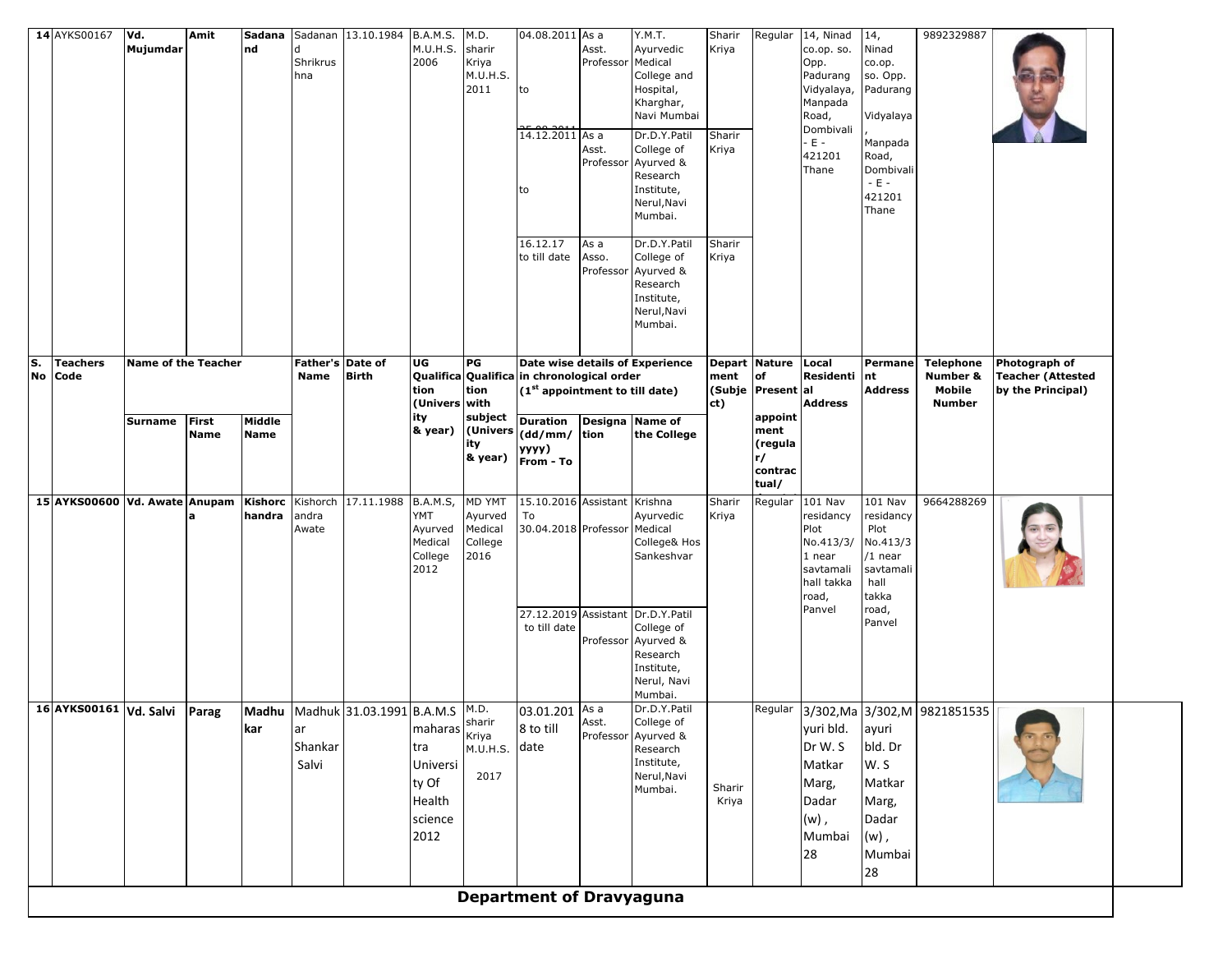| S. No | Teachers Code | Name of the Teacher | | | Father's Name | Date of Birth | UG Qualification (University & year) | PG Qualification with subject (University & year) | Date wise details of Experience in chronological order (1st appointment to till date) | | | Department (Subject) | Nature of Present appointment (regular/ contractual/ | Local Residential Address | Permanent Address | Telephone Number & Mobile Number | Photograph of Teacher (Attested by the Principal) |
|---|---|---|---|---|---|---|---|---|---|---|---|---|---|---|---|---|---|
| | | Surname | First Name | Middle Name | | | | | Duration (dd/mm/yyyy) From - To | Designation | Name of the College | | | | | | |
| 14 | AYKS00167 | Vd. Mujumdar | Amit | Sadanand | Sadanand Shrikrushna | 13.10.1984 | B.A.M.S. M.U.H.S. 2006 | M.D. sharir Kriya M.U.H.S. 2011 | 04.08.2011 to 25.08.2011 | As a Asst. Professor | Y.M.T. Ayurvedic Medical College and Hospital, Kharghar, Navi Mumbai | Sharir Kriya | Regular | 14, Ninad co.op. so. Opp. Padurang Vidyalaya, Manpada Road, Dombivali - E - 421201 Thane | 14, Ninad co.op. so. Opp. Padurang Vidyalaya, Manpada Road, Dombivali - E - 421201 Thane | 9892329887 | |
| | | | | | | | | | 14.12.2011 to | As a Asst. Professor | Dr.D.Y.Patil College of Ayurved & Research Institute, Nerul,Navi Mumbai. | Sharir Kriya | | | | | |
| | | | | | | | | | 16.12.17 to till date | As a Asso. Professor | Dr.D.Y.Patil College of Ayurved & Research Institute, Nerul,Navi Mumbai. | Sharir Kriya | | | | | |
| 15 | AYKS00600 | Vd. Awate | Anupama | Kishorchandra | Kishorchandra Awate | 17.11.1988 | B.A.M.S, YMT Ayurved Medical College 2012 | MD YMT Ayurved Medical College 2016 | 15.10.2016 To 30.04.2018 | Assistant Professor | Krishna Ayurvedic Medical College& Hos Sankeshvar | Sharir Kriya | Regular | 101 Nav residancy Plot No.413/3/1 near savtamali hall takka road, Panvel | 101 Nav residancy Plot No.413/3/1 near savtamali hall takka road, Panvel | 9664288269 | |
| | | | | | | | | | 27.12.2019 to till date | Assistant Professor | Dr.D.Y.Patil College of Ayurved & Research Institute, Nerul, Navi Mumbai. | | | | | | |
| 16 | AYKS00161 | Vd. Salvi | Parag | Madhukar | Madhukar Shankar Salvi | 31.03.1991 | B.A.M.S maharastra University Of Health science 2012 | M.D. sharir Kriya M.U.H.S. 2017 | 03.01.2018 to till date | As a Asst. Professor | Dr.D.Y.Patil College of Ayurved & Research Institute, Nerul,Navi Mumbai. | Sharir Kriya | Regular | 3/302,Mayuri bld. Dr W. S Matkar Marg, Dadar (w), Mumbai 28 | 3/302,Mayuri bld. Dr W. S Matkar Marg, Dadar (w), Mumbai 28 | 9821851535 | |

## Department of Dravyaguna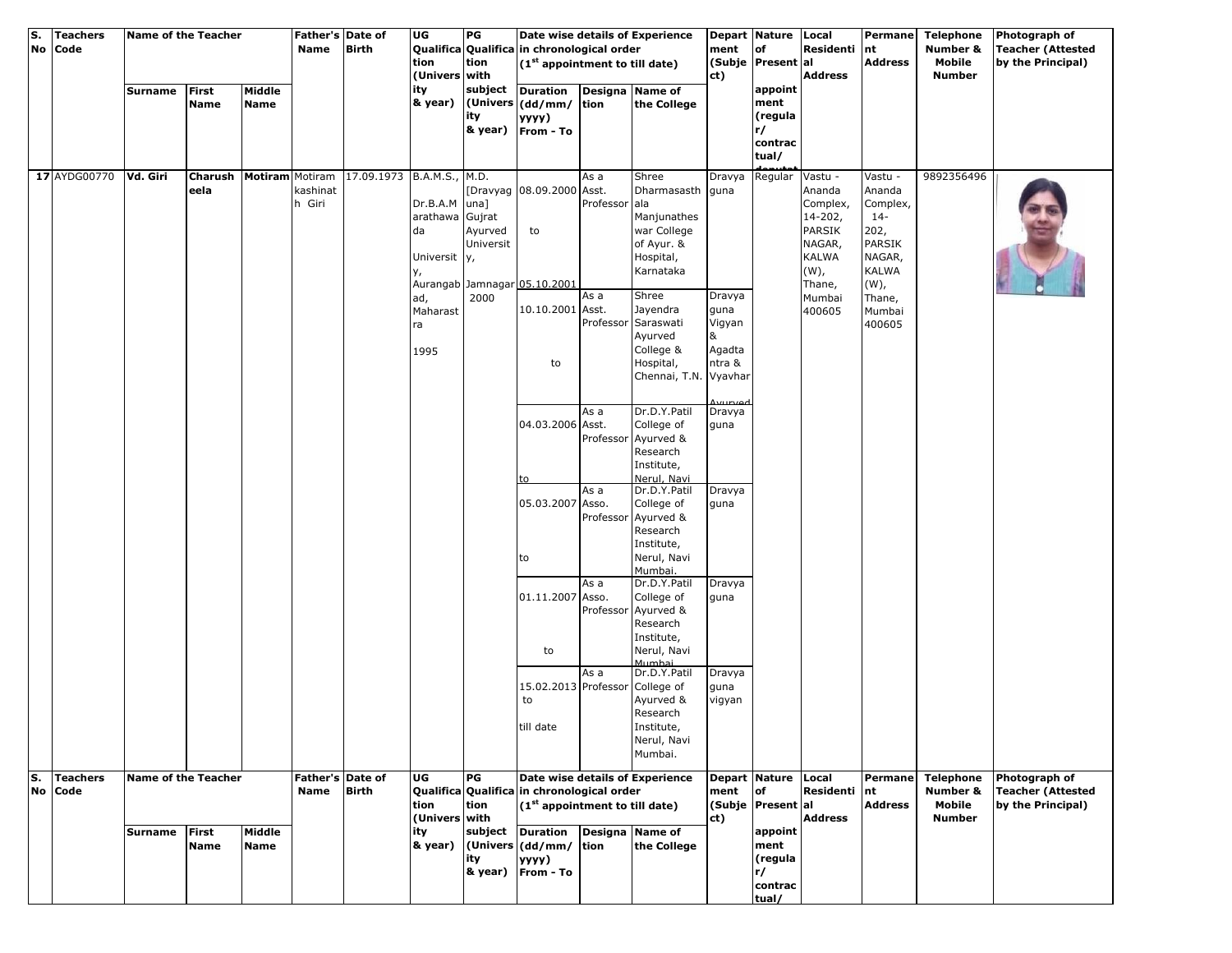| S. No | Teachers Code | Name of the Teacher | | | Father's Name | Date of Birth | UG Qualification (University & year) | PG Qualification with subject (University & year) | Date wise details of Experience in chronological order (1st appointment to till date) | | | Department (Subject) | Nature of Present appointment (regular/ contractual/ deputat | Local Residential Address | Permanent Address | Telephone Number & Mobile Number | Photograph of Teacher (Attested by the Principal) |
|---|---|---|---|---|---|---|---|---|---|---|---|---|---|---|---|---|---|
| | | Surname | First Name | Middle Name | | | | | Duration (dd/mm/yyyy) From - To | Designation | Name of the College | | | | | | |
| 17 | AYDG00770 | Vd. Giri | Charusheela | Motiram | Motiram kashinath Giri | 17.09.1973 | B.A.M.S., Dr.B.A.M arathawada University, Aurangabad, Maharastra 1995 | M.D. [Dravyaguna] Gujrat Ayurved University, Jamnagar 2000 | 08.09.2000 to 05.10.2001 | As a Asst. Professor | Shree Dharmasasthala Manjunatheswar College of Ayur. & Hospital, Karnataka | Dravyaguna | Regular | Vastu - Ananda Complex, 14-202, PARSIK NAGAR, KALWA (W), Thane, Mumbai 400605 | Vastu - Ananda Complex, 14-202, PARSIK NAGAR, KALWA (W), Thane, Mumbai 400605 | 9892356496 | |
| | | | | | | | | | 10.10.2001 to | As a Asst. Professor | Shree Jayendra Saraswati Ayurved College & Hospital, Chennai, T.N. | Dravyaguna Vigyan & Agadtantra & Vyavhar Ayurved | | | | | |
| | | | | | | | | | 04.03.2006 to | As a Asst. Professor | Dr.D.Y.Patil College of Ayurved & Research Institute, Nerul, Navi | Dravyaguna | | | | | |
| | | | | | | | | | 05.03.2007 to | As a Asso. Professor | Dr.D.Y.Patil College of Ayurved & Research Institute, Nerul, Navi Mumbai. | Dravyaguna | | | | | |
| | | | | | | | | | 01.11.2007 to | As a Asso. Professor | Dr.D.Y.Patil College of Ayurved & Research Institute, Nerul, Navi Mumbai | Dravyaguna | | | | | |
| | | | | | | | | | 15.02.2013 to till date | As a Professor | Dr.D.Y.Patil College of Ayurved & Research Institute, Nerul, Navi Mumbai. | Dravyaguna vigyan | | | | | |

| S. No | Teachers Code | Name of the Teacher | | | Father's Name | Date of Birth | UG Qualification (University & year) | PG Qualification with subject (University & year) | Date wise details of Experience in chronological order (1st appointment to till date) | | | Department (Subject) | Nature of Present appointment (regular/ contractual/ | Local Residential Address | Permanent Address | Telephone Number & Mobile Number | Photograph of Teacher (Attested by the Principal) |
|---|---|---|---|---|---|---|---|---|---|---|---|---|---|---|---|---|---|
| | | Surname | First Name | Middle Name | | | | | Duration (dd/mm/yyyy) From - To | Designation | Name of the College | | | | | | |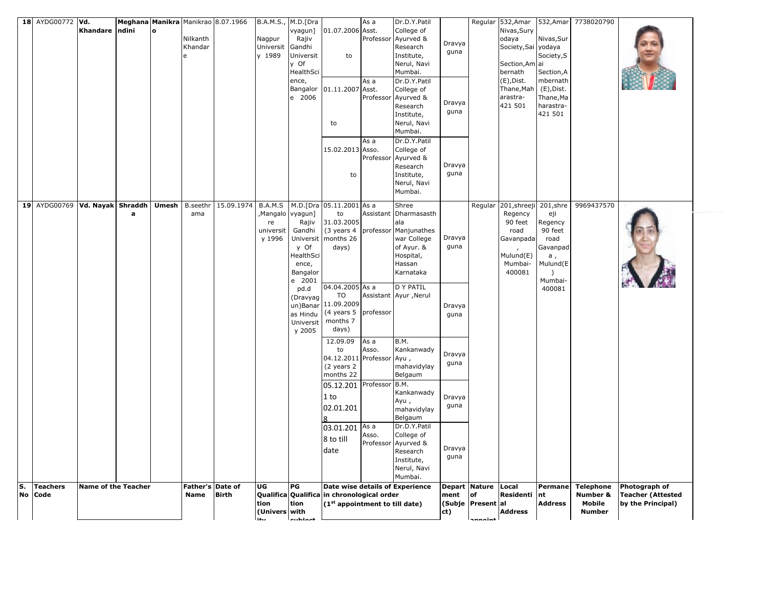| S. No | Teachers Code | Name of the Teacher | | | Father's Name | Date of Birth | UG Qualification (University) | PG Qualification with subject | Date wise details of Experience in chronological order (1st appointment to till date) | | | Department (Subject) | Nature of Present appointment | Local Residential Address | Permanent Address | Telephone Number & Mobile Number | Photograph of Teacher (Attested by the Principal) |
|---|---|---|---|---|---|---|---|---|---|---|---|---|---|---|---|---|---|
| 18 | AYDG00772 | Vd. Khandare | Meghanandini | Manikrao | Manikrao Nilkanth Khandare | 8.07.1966 | B.A.M.S., Nagpur University 1989 | M.D.[Dravyagun] Rajiv Gandhi University Of HealthScience, Bangalore 2006 | 01.07.2006 to | As a Asst. Professor | Dr.D.Y.Patil College of Ayurved & Research Institute, Nerul, Navi Mumbai. | Dravyaguna | Regular | 532,Amar Nivas,Suryodaya Society,Sai Section,Ambernath (E),Dist. Thane,Maharastra-421 501 | 532,Amar Nivas,Suryodaya Society,Sai Section,Ambernath (E),Dist. Thane,Maharastra-421 501 | 7738020790 | |
| | | | | | | | | | 01.11.2007 to | As a Asst. Professor | Dr.D.Y.Patil College of Ayurved & Research Institute, Nerul, Navi Mumbai. | Dravyaguna | | | | | |
| | | | | | | | | | 15.02.2013 to | As a Asso. Professor | Dr.D.Y.Patil College of Ayurved & Research Institute, Nerul, Navi Mumbai. | Dravyaguna | | | | | |
| 19 | AYDG00769 | Vd. Nayak | Shraddha | Umesh | B.seethrama | 15.09.1974 | B.A.M.S ,Mangalore university 1996 | M.D.[Dravyagun] Rajiv Gandhi University Of HealthScience, Bangalore 2001 pd.d (Dravyagun)Banaras Hindu University 2005 | 05.11.2001 to 31.03.2005 (3 years 4 months 26 days) | As a Assistant professor | Shree Dharmasasthala Manjunatheswar College of Ayur. & Hospital, Hassan Karnataka | Dravyaguna | Regular | 201,shreeji Regency 90 feet road Gavanpada , Mulund(E) Mumbai- 400081 | 201,shreeji Regency 90 feet road Gavanpada , Mulund(E) Mumbai- 400081 | 9969437570 | |
| | | | | | | | | | 04.04.2005 TO 11.09.2009 (4 years 5 months 7 days) | As a Assistant professor | D Y PATIL Ayur ,Nerul | Dravyaguna | | | | | |
| | | | | | | | | | 12.09.09 to 04.12.2011 (2 years 2 months 22 | As a Asso. Professor | B.M. Kankanwady Ayu , mahavidylay Belgaum | Dravyaguna | | | | | |
| | | | | | | | | | 05.12.2011 to 02.01.2018 | Professor | B.M. Kankanwady Ayu , mahavidylay Belgaum | Dravyaguna | | | | | |
| | | | | | | | | | 03.01.2018 to till date | As a Asso. Professor | Dr.D.Y.Patil College of Ayurved & Research Institute, Nerul, Navi Mumbai. | Dravyaguna | | | | | |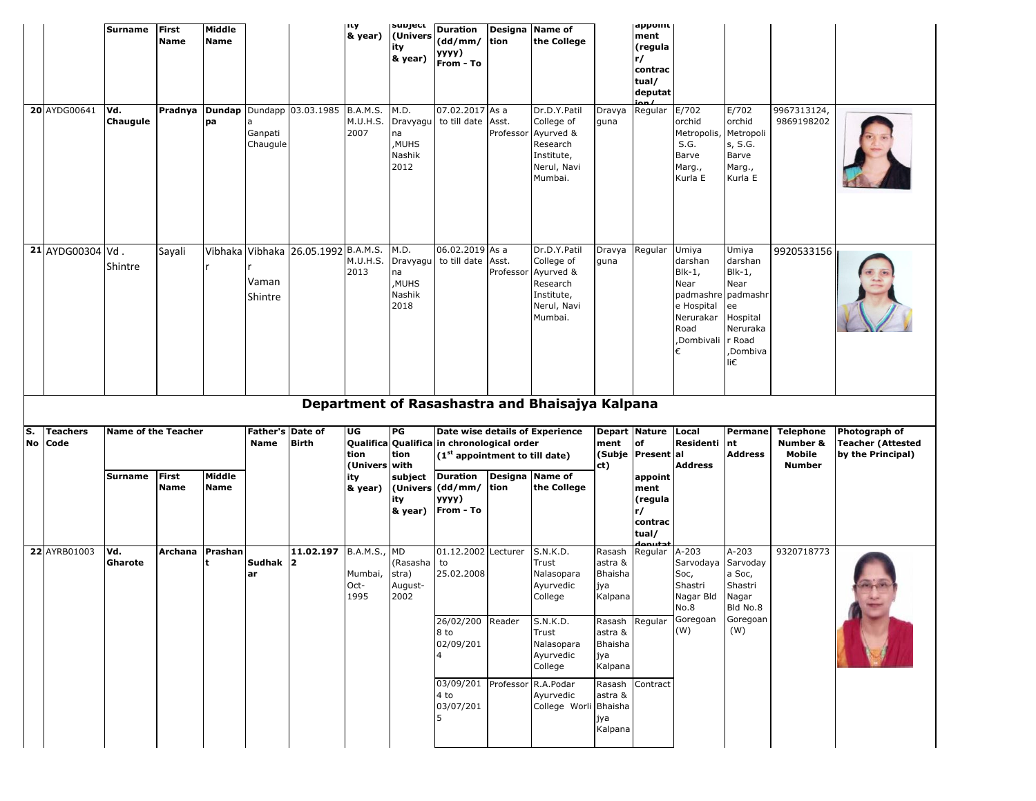| S. No | Teachers Code | Name of the Teacher | | | Father's Name | Date of Birth | UG Qualification (University & year) | PG Qualification with subject (University & year) | Date wise details of Experience in chronological order (1st appointment to till date) | | | Department (Subject) | Nature of Present appointment (regular/ contractual/ deputation/ | Local Residential Address | Permanent Address | Telephone Number & Mobile Number | Photograph of Teacher (Attested by the Principal) |
|---|---|---|---|---|---|---|---|---|---|---|---|---|---|---|---|---|---|
| | | Surname | First Name | Middle Name | | | | | Duration (dd/mm/ yyyy) From - To | Designation | Name of the College | | | | | | |
| 20 | AYDG00641 | Vd. Chaugule | Pradnya | Dundappa | Dundappa Ganpati Chaugule | 03.03.1985 | B.A.M.S. M.U.H.S. 2007 | M.D. Dravyaguna ,MUHS Nashik 2012 | 07.02.2017 to till date | As a Asst. Professor | Dr.D.Y.Patil College of Ayurved & Research Institute, Nerul, Navi Mumbai. | Dravyaguna | Regular | E/702 orchid Metropolis, S.G. Barve Marg., Kurla E | E/702 orchid Metropolis, S.G. Barve Marg., Kurla E | 9967313124, 9869198202 | |
| 21 | AYDG00304 | Vd . Shintre | Sayali | Vibhakar | Vibhakar Vaman Shintre | 26.05.1992 | B.A.M.S. M.U.H.S. 2013 | M.D. Dravyaguna ,MUHS Nashik 2018 | 06.02.2019 to till date | As a Asst. Professor | Dr.D.Y.Patil College of Ayurved & Research Institute, Nerul, Navi Mumbai. | Dravyaguna | Regular | Umiya darshan Blk-1, Near padmashree Hospital Nerurakar Road ,Dombivali€ | Umiya darshan Blk-1, Near padmashree Hospital Nerurakar Road ,Dombivali€ | 9920533156 | |

## Department of Rasashastra and Bhaisajya Kalpana

| S. No | Teachers Code | Name of the Teacher | | | Father's Name | Date of Birth | UG Qualification (University & year) | PG Qualification with subject (University & year) | Date wise details of Experience in chronological order (1st appointment to till date) | | | Department (Subject) | Nature of Present appointment (regular/ contractual/ deputation/ | Local Residential Address | Permanent Address | Telephone Number & Mobile Number | Photograph of Teacher (Attested by the Principal) |
|---|---|---|---|---|---|---|---|---|---|---|---|---|---|---|---|---|---|
| | | Surname | First Name | Middle Name | | | | | Duration (dd/mm/ yyyy) From - To | Designation | Name of the College | | | | | | |
| 22 | AYRB01003 | Vd. Gharote | Archana | Prashant | Sudhakar | 11.02.1972 | B.A.M.S., Mumbai, Oct-1995 | MD (Rasashastra) August-2002 | 01.12.2002 to 25.02.2008 | Lecturer | S.N.K.D. Trust Nalasopara Ayurvedic College | Rasashastra & Bhaishajya Kalpana | Regular | A-203 Sarvodaya Soc, Shastri Nagar Bld No.8 Goregoan (W) | A-203 Sarvodaya Soc, Shastri Nagar Bld No.8 Goregoan (W) | 9320718773 | |
| | | | | | | | | | 26/02/2008 to 02/09/2014 | Reader | S.N.K.D. Trust Nalasopara Ayurvedic College | Rasashastra & Bhaishajya Kalpana | Regular | | | | |
| | | | | | | | | | 03/09/2014 to 03/07/2015 | Professor | R.A.Podar Ayurvedic College Worli | Rasashastra & Bhaishajya Kalpana | Contract | | | | |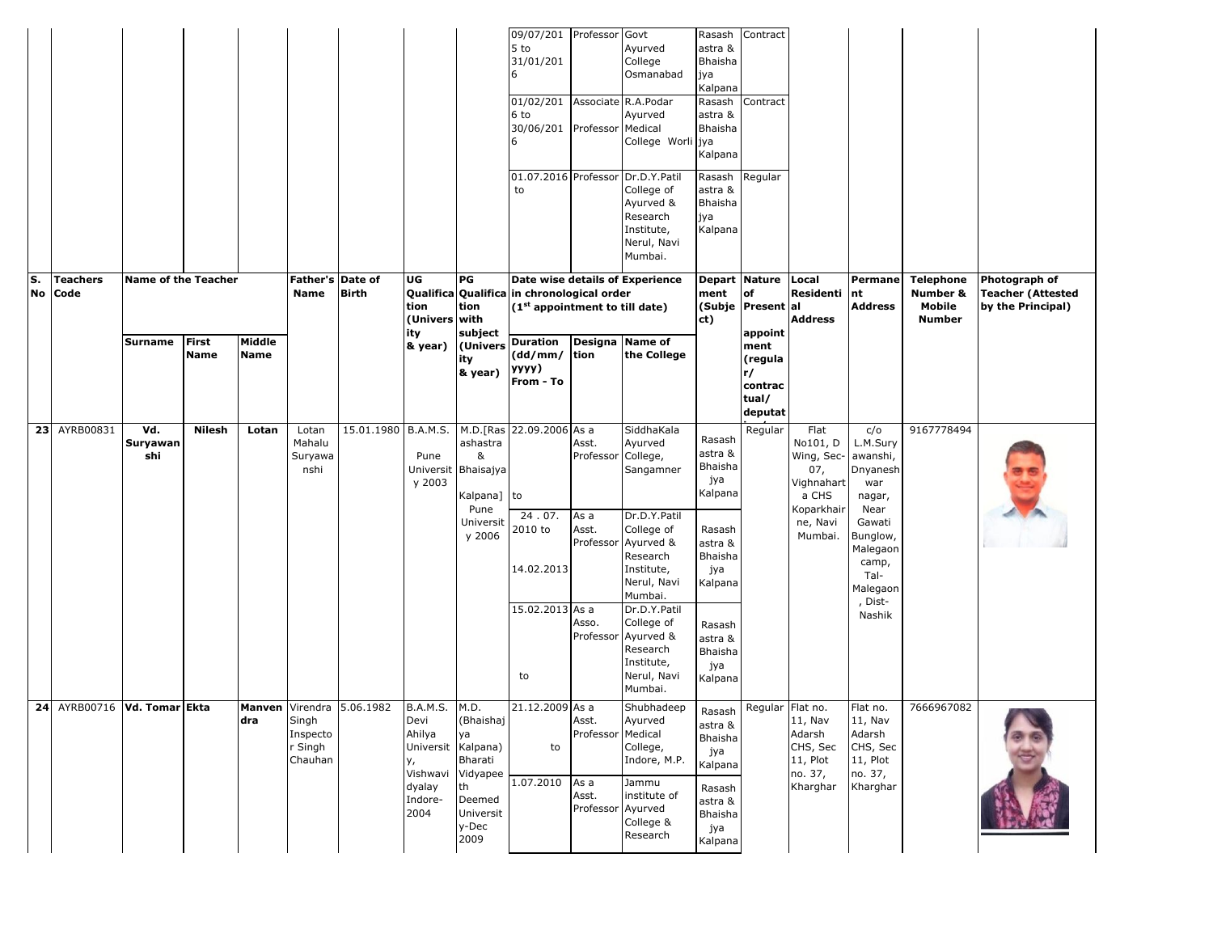| | | | | | | | | | 09/07/2015 to 31/01/2016 | Professor | Govt Ayurved College Osmanabad | Rasashastra & Bhaishajya Kalpana | Contract | | | | |
|---|---|---|---|---|---|---|---|---|---|---|---|---|---|---|---|---|---|
| | | | | | | | | | 01/02/2016 to 30/06/2016 | Associate Professor | R.A.Podar Ayurved Medical College Worli | Rasashastra & Bhaishajya Kalpana | Contract | | | | |
| | | | | | | | | | 01.07.2016 to | Professor | Dr.D.Y.Patil College of Ayurved & Research Institute, Nerul, Navi Mumbai. | Rasashastra & Bhaishajya Kalpana | Regular | | | | |
| **S. No** | **Teachers Code** | **Name of the Teacher** | | | **Father's Name** | **Date of Birth** | **UG Qualification (University & year)** | **PG Qualification with subject (University & year)** | **Date wise details of Experience in chronological order (1st appointment to till date)** | | | **Department (Subject)** | **Nature of Present appointment (regular/ contractual/ deputat...** | **Local Residential Address** | **Permanent Address** | **Telephone Number & Mobile Number** | **Photograph of Teacher (Attested by the Principal)** |
| | | **Surname** | **First Name** | **Middle Name** | | | | | **Duration (dd/mm/ yyyy) From - To** | **Designation** | **Name of the College** | | | | | | |
| **23** | AYRB00831 | **Vd. Suryawanshi** | **Nilesh** | **Lotan** | Lotan Mahalu Suryawanshi | 15.01.1980 | B.A.M.S. Pune University 2003 | M.D.[Rasashastra & Bhaisajya Kalpana] Pune University 2006 | 22.09.2006 to | As a Asst. Professor | SiddhaKala Ayurved College, Sangamner | Rasashastra & Bhaishajya Kalpana | Regular | Flat No101, D Wing, Sec-07, Vighnahartha CHS Koparkhairne, Navi Mumbai. | c/o L.M.Suryawanshi, Dnyaneshwar nagar, Near Gawati Bunglow, Malegaon camp, Tal-Malegaon, Dist-Nashik | 9167778494 | |
| | | | | | | | | | 24 . 07. 2010 to 14.02.2013 | As a Asst. Professor | Dr.D.Y.Patil College of Ayurved & Research Institute, Nerul, Navi Mumbai. | Rasashastra & Bhaishajya Kalpana | | | | | |
| | | | | | | | | | 15.02.2013 to | As a Asso. Professor | Dr.D.Y.Patil College of Ayurved & Research Institute, Nerul, Navi Mumbai. | Rasashastra & Bhaishajya Kalpana | | | | | |
| **24** | AYRB00716 | **Vd. Tomar** | **Ekta** | **Manvendra** | Virendra Singh Inspector Singh Chauhan | 5.06.1982 | B.A.M.S. Devi Ahilya University, Vishwavidyalay Indore-2004 | M.D. (Bhaishajya Kalpana) Bharati Vidyapeeth Deemed University-Dec 2009 | 21.12.2009 to | As a Asst. Professor | Shubhadeep Ayurved Medical College, Indore, M.P. | Rasashastra & Bhaishajya Kalpana | Regular | Flat no. 11, Nav Adarsh CHS, Sec 11, Plot no. 37, Kharghar | Flat no. 11, Nav Adarsh CHS, Sec 11, Plot no. 37, Kharghar | 7666967082 | |
| | | | | | | | | | 1.07.2010 | As a Asst. Professor | Jammu institute of Ayurved College & Research | Rasashastra & Bhaishajya Kalpana | | | | | |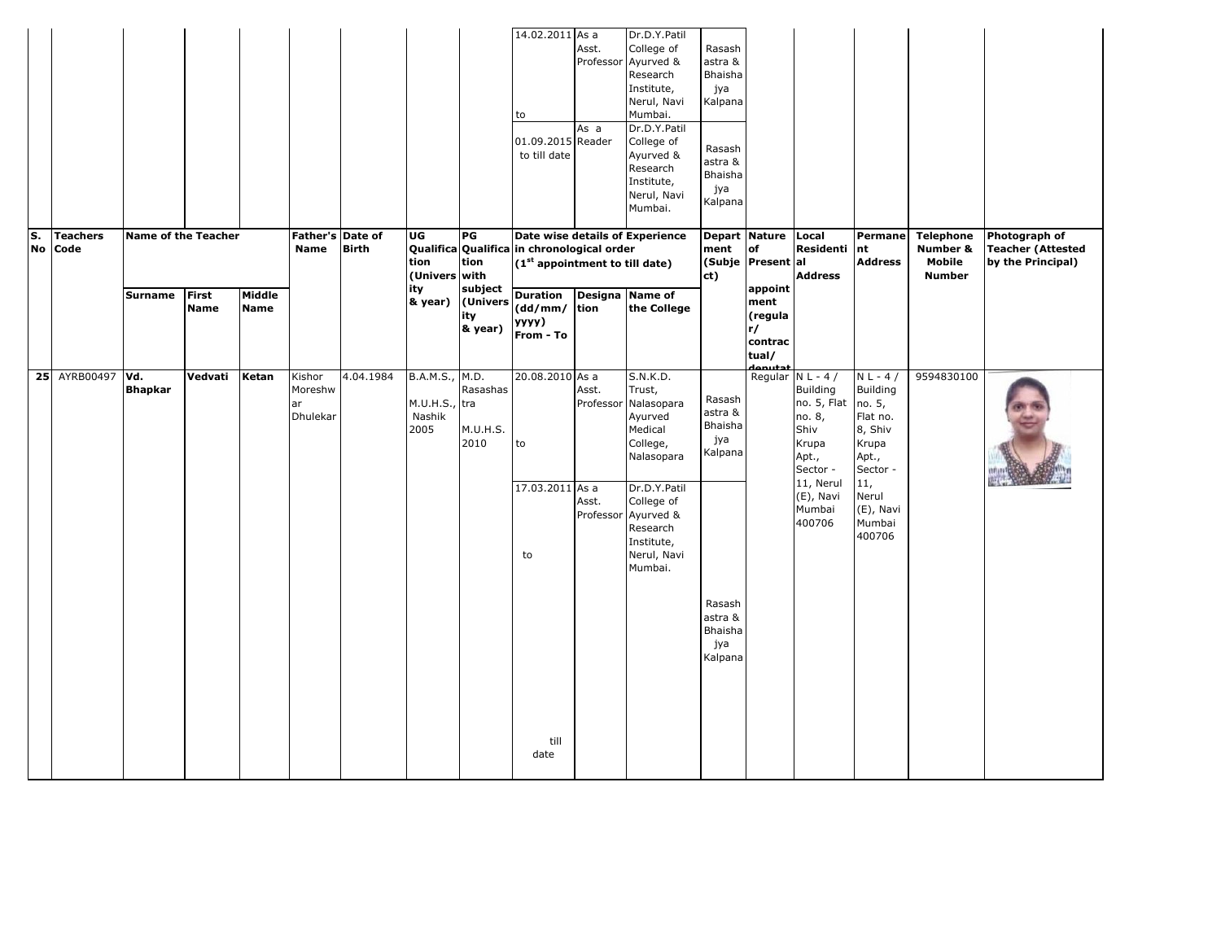| S. No | Teachers Code | Name of the Teacher | | | Father's Name | Date of Birth | UG Qualification (University & year) | PG Qualification with subject (University & year) | Date wise details of Experience in chronological order (1st appointment to till date) | | | Department (Subject) | Nature of Present appointment (regular/ contractual/ deputat | Local Residential Address | Permanent Address | Telephone Number & Mobile Number | Photograph of Teacher (Attested by the Principal) |
|---|---|---|---|---|---|---|---|---|---|---|---|---|---|---|---|---|---|
| | | Surname | First Name | Middle Name | | | | | Duration (dd/mm/yyyy) From - To | Designation | Name of the College | | | | | | |
| | | | | | | | | | 14.02.2011 to | As a Asst. Professor | Dr.D.Y.Patil College of Ayurved & Research Institute, Nerul, Navi Mumbai. | Rasashastra & Bhaishajya Kalpana | | | | | |
| | | | | | | | | | 01.09.2015 to till date | As a Reader | Dr.D.Y.Patil College of Ayurved & Research Institute, Nerul, Navi Mumbai. | Rasashastra & Bhaishajya Kalpana | | | | | |
| 25 | AYRB00497 | Vd. Bhapkar | Vedvati | Ketan | Kishor Moreshwar Dhulekar | 4.04.1984 | B.A.M.S., M.U.H.S., Nashik 2005 | M.D. Rasashastra M.U.H.S. 2010 | 20.08.2010 to | As a Asst. Professor | S.N.K.D. Trust, Nalasopara Ayurved Medical College, Nalasopara | Rasashastra & Bhaishajya Kalpana | Regular | N L - 4 / Building no. 5, Flat no. 8, Shiv Krupa Apt., Sector - 11, Nerul (E), Navi Mumbai 400706 | N L - 4 / Building no. 5, Flat no. 8, Shiv Krupa Apt., Sector - 11, Nerul (E), Navi Mumbai 400706 | 9594830100 | |
| | | | | | | | | | 17.03.2011 to till date | As a Asst. Professor | Dr.D.Y.Patil College of Ayurved & Research Institute, Nerul, Navi Mumbai. | Rasashastra & Bhaishajya Kalpana | | | | | |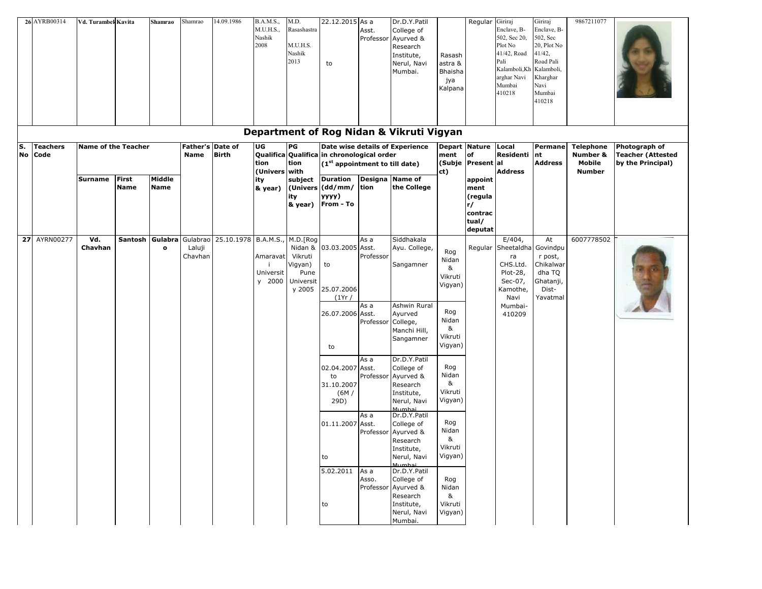| 26 | AYRB00314 | Vd. Turambekar | Kavita | Shamrao | Shamrao | 14.09.1986 | B.A.M.S., M.U.H.S., Nashik 2008 | M.D. Rasashastra M.U.H.S. Nashik 2013 | 22.12.2015 to | As a Asst. Professor | Dr.D.Y.Patil College of Ayurved & Research Institute, Nerul, Navi Mumbai. | Rasashastra & Bhaishajya Kalpana | Regular | Giriraj Enclave, B-502, Sec 20, Plot No 41/42, Road Pali Kalamboli,Kharghar Navi Mumbai 410218 | Giriraj Enclave, B-502, Sec 20, Plot No 41/42, Road Pali Kalamboli, Kharghar Navi Mumbai 410218 | 9867211077 | |
|---|---|---|---|---|---|---|---|---|---|---|---|---|---|---|---|---|---|

## Department of Rog Nidan & Vikruti Vigyan

| S. No | Teachers Code | Name of the Teacher | | | Father's Name | Date of Birth | UG Qualification (University & year) | PG Qualification with subject (University & year) | Date wise details of Experience in chronological order (1st appointment to till date) | | | Department (Subject) | Nature of Present appointment (regular/ contractual/ deputat | Local Residential Address | Permanent Address | Telephone Number & Mobile Number | Photograph of Teacher (Attested by the Principal) |
|---|---|---|---|---|---|---|---|---|---|---|---|---|---|---|---|---|---|
| | | Surname | First Name | Middle Name | | | | | Duration (dd/mm/yyyy) From - To | Designation | Name of the College | | | | | | |
| 27 | AYRN00277 | Vd. Chavhan | Santosh | Gulabrao | Gulabrao Laluji Chavhan | 25.10.1978 | B.A.M.S., Amaravati University 2000 | M.D.[Rog Nidan & Vikruti Vigyan) Pune University 2005 | 03.03.2005 to 25.07.2006 (1Yr / | As a Asst. Professor | Siddhakala Ayu. College, Sangamner | Rog Nidan & Vikruti Vigyan) | Regular | E/404, Sheetaldhara CHS.Ltd. Plot-28, Sec-07, Kamothe, Navi Mumbai-410209 | At Govindpur post, Chikalwardha TQ Ghatanji, Dist-Yavatmal | 6007778502 | |
| | | | | | | | | | 26.07.2006 to | As a Asst. Professor | Ashwin Rural Ayurved College, Manchi Hill, Sangamner | Rog Nidan & Vikruti Vigyan) | | | | | |
| | | | | | | | | | 02.04.2007 to 31.10.2007 (6M / 29D) | As a Asst. Professor | Dr.D.Y.Patil College of Ayurved & Research Institute, Nerul, Navi Mumbai | Rog Nidan & Vikruti Vigyan) | | | | | |
| | | | | | | | | | 01.11.2007 to | As a Asst. Professor | Dr.D.Y.Patil College of Ayurved & Research Institute, Nerul, Navi Mumbai | Rog Nidan & Vikruti Vigyan) | | | | | |
| | | | | | | | | | 5.02.2011 to | As a Asso. Professor | Dr.D.Y.Patil College of Ayurved & Research Institute, Nerul, Navi Mumbai. | Rog Nidan & Vikruti Vigyan) | | | | | |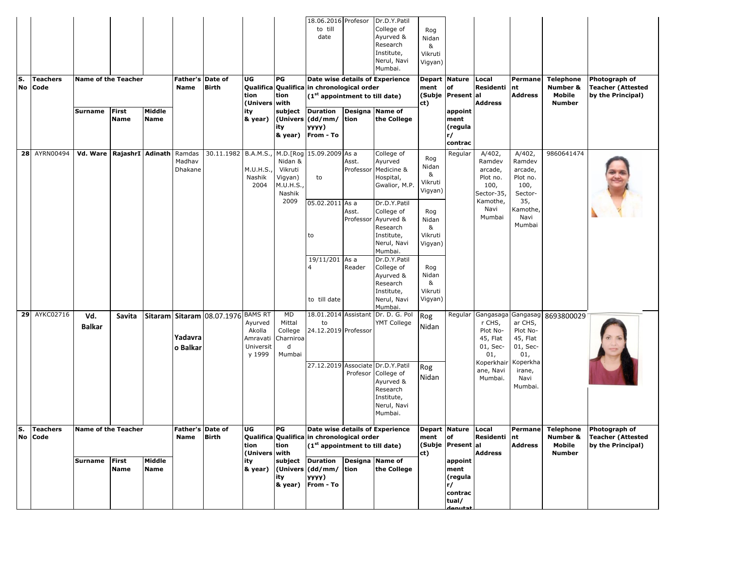| S. No | Teachers Code | Name of the Teacher | | | Father's Name | Date of Birth | UG Qualification (University & year) | PG Qualification with subject (University & year) | Date wise details of Experience in chronological order (1st appointment to till date) | | | Department (Subject) | Nature of Present appointment (regular/contractual/deputation) | Local Residential Address | Permanent Address | Telephone Number & Mobile Number | Photograph of Teacher (Attested by the Principal) |
|---|---|---|---|---|---|---|---|---|---|---|---|---|---|---|---|---|---|
| | | Surname | First Name | Middle Name | | | | | Duration (dd/mm/yyyy) From - To | Designation | Name of the College | | | | | | |
| | | | | | | | | | 18.06.2016 to till date | Profesor | Dr.D.Y.Patil College of Ayurved & Research Institute, Nerul, Navi Mumbai. | Rog Nidan & Vikruti Vigyan) | | | | | |
| 28 | AYRN00494 | Vd. Ware | RajashrI | Adinath | Ramdas Madhav Dhakane | 30.11.1982 | B.A.M.S., M.U.H.S., Nashik 2004 | M.D.[Rog Nidan & Vikruti Vigyan) M.U.H.S., Nashik 2009 | 15.09.2009 to | As a Asst. Professor | College of Ayurved Medicine & Hospital, Gwalior, M.P. | Rog Nidan & Vikruti Vigyan) | Regular | A/402, Ramdev arcade, Plot no. 100, Sector-35, Kamothe, Navi Mumbai | A/402, Ramdev arcade, Plot no. 100, Sector-35, Kamothe, Navi Mumbai | 9860641474 | |
| | | | | | | | | | 05.02.2011 to | As a Asst. Professor | Dr.D.Y.Patil College of Ayurved & Research Institute, Nerul, Navi Mumbai. | Rog Nidan & Vikruti Vigyan) | | | | | |
| | | | | | | | | | 19/11/2014 to till date | As a Reader | Dr.D.Y.Patil College of Ayurved & Research Institute, Nerul, Navi Mumbai. | Rog Nidan & Vikruti Vigyan) | | | | | |
| 29 | AYKC02716 | Vd. Balkar | Savita | Sitaram | Sitaram Yadavrao Balkar | 08.07.1976 | BAMS RT Ayurved Akolla Amravati University 1999 | MD Mittal College Charniroad Mumbai | 18.01.2014 to 24.12.2019 | Assistant Professor | Dr. D. G. Pol YMT College | Rog Nidan | Regular | Gangasagar CHS, Plot No-45, Flat 01, Sec-01, Koperkhairane, Navi Mumbai. | Gangasagar CHS, Plot No-45, Flat 01, Sec-01, Koperkhairane, Navi Mumbai. | 8693800029 | |
| | | | | | | | | | 27.12.2019 | Associate Profesor | Dr.D.Y.Patil College of Ayurved & Research Institute, Nerul, Navi Mumbai. | Rog Nidan | | | | | |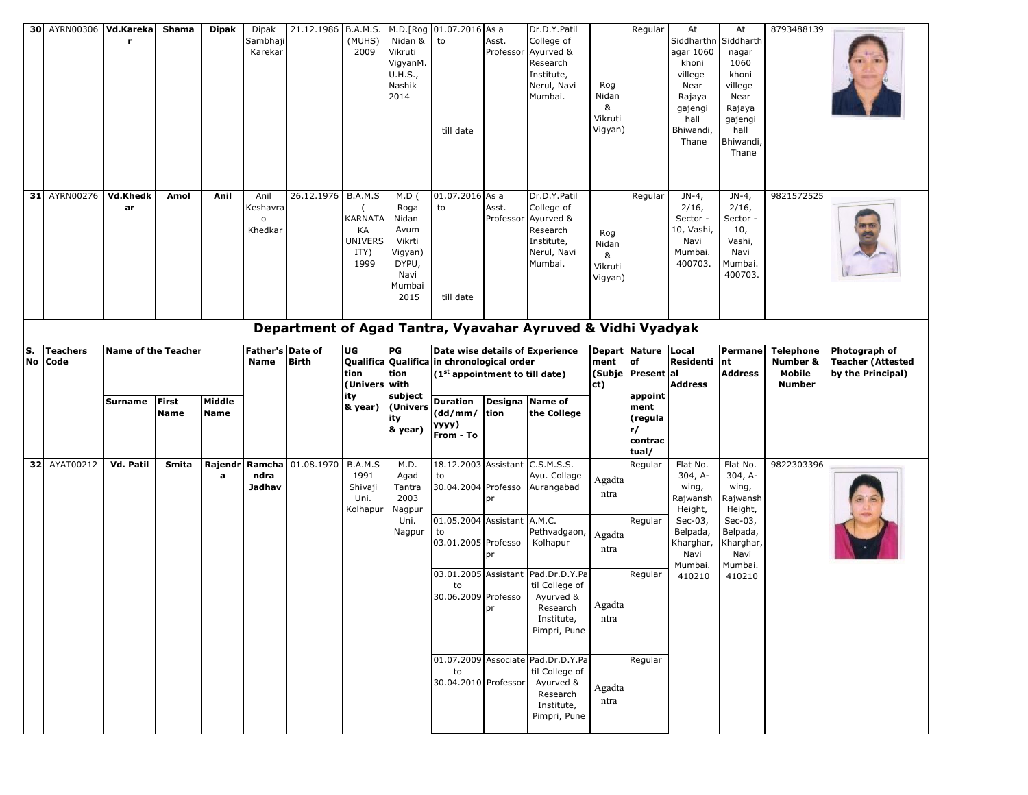| 30 | AYRN00306 | Vd.Karekar | Shama | Dipak | Dipak Sambhaji Karekar | 21.12.1986 | B.A.M.S. (MUHS) 2009 | M.D.[Rog Nidan & Vikruti VigyanM.U.H.S., Nashik 2014 | 01.07.2016 to till date | As a Asst. Professor | Dr.D.Y.Patil College of Ayurved & Research Institute, Nerul, Navi Mumbai. | Rog Nidan & Vikruti Vigyan) | Regular | At Siddharthnagar 1060 khoni villege Near Rajaya gajengi hall Bhiwandi, Thane | At Siddharthnagar 1060 khoni villege Near Rajaya gajengi hall Bhiwandi, Thane | 8793488139 | |
|---|---|---|---|---|---|---|---|---|---|---|---|---|---|---|---|---|---|
| 31 | AYRN00276 | Vd.Khedkar | Amol | Anil | Anil Keshavrao Khedkar | 26.12.1976 | B.A.M.S ( KARNATAKA UNIVERSITY) 1999 | M.D ( Roga Nidan Avum Vikrti Vigyan) DYPU, Navi Mumbai 2015 | 01.07.2016 to till date | As a Asst. Professor | Dr.D.Y.Patil College of Ayurved & Research Institute, Nerul, Navi Mumbai. | Rog Nidan & Vikruti Vigyan) | Regular | JN-4, 2/16, Sector - 10, Vashi, Navi Mumbai. 400703. | JN-4, 2/16, Sector - 10, Vashi, Navi Mumbai. 400703. | 9821572525 | |

## Department of Agad Tantra, Vyavahar Ayruved & Vidhi Vyadyak

| S. No | Teachers Code | Name of the Teacher | | | Father's Name | Date of Birth | UG Qualification (University & year) | PG Qualification with subject (University & year) | Date wise details of Experience in chronological order (1st appointment to till date) | | | Department (Subject) | Nature of Present appointment (regular/ contractual/ | Local Residential Address | Permanent Address | Telephone Number & Mobile Number | Photograph of Teacher (Attested by the Principal) |
|---|---|---|---|---|---|---|---|---|---|---|---|---|---|---|---|---|---|
| | | Surname | First Name | Middle Name | | | | | Duration (dd/mm/yyyy) From - To | Designation | Name of the College | | | | | | |
| 32 | AYAT00212 | Vd. Patil | Smita | Rajendra | Ramchandra Jadhav | 01.08.1970 | B.A.M.S 1991 Shivaji Uni. Kolhapur | M.D. Agad Tantra 2003 Nagpur Uni. Nagpur | 18.12.2003 to 30.04.2004 | Assistant Professopr | C.S.M.S.S. Ayu. Collage Aurangabad | Agadtantra | Regular | Flat No. 304, A-wing, Rajwansh Height, Sec-03, Belpada, Kharghar, Navi Mumbai. 410210 | Flat No. 304, A-wing, Rajwansh Height, Sec-03, Belpada, Kharghar, Navi Mumbai. 410210 | 9822303396 | |
| | | | | | | | | | 01.05.2004 to 03.01.2005 | Assistant Professopr | A.M.C. Pethvadgaon, Kolhapur | Agadtantra | Regular | | | | |
| | | | | | | | | | 03.01.2005 to 30.06.2009 | Assistant Professopr | Pad.Dr.D.Y.Patil College of Ayurved & Research Institute, Pimpri, Pune | Agadtantra | Regular | | | | |
| | | | | | | | | | 01.07.2009 to 30.04.2010 | Associate Professor | Pad.Dr.D.Y.Patil College of Ayurved & Research Institute, Pimpri, Pune | Agadtantra | Regular | | | | |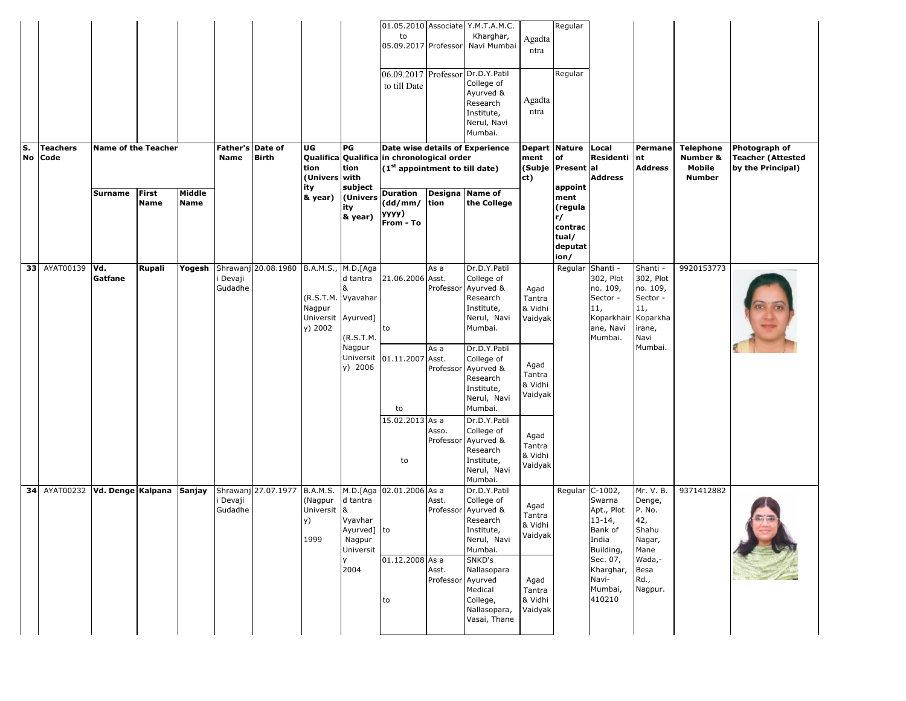| S. No | Teachers Code | Name of the Teacher | | | Father's Name | Date of Birth | UG Qualification (University & year) | PG Qualification with subject (University & year) | Date wise details of Experience in chronological order (1st appointment to till date) | | | Department (Subject) | Nature of Present appointment (regular/ contractual/ deputation/ | Local Residential Address | Permanent Address | Telephone Number & Mobile Number | Photograph of Teacher (Attested by the Principal) |
|---|---|---|---|---|---|---|---|---|---|---|---|---|---|---|---|---|---|
| | | Surname | First Name | Middle Name | | | | | Duration (dd/mm/yyyy) From - To | Designation | Name of the College | | | | | | |
| | | | | | | | | | 01.05.2010 to 05.09.2017 | Associate Professor | Y.M.T.A.M.C. Kharghar, Navi Mumbai | Agadtantra | Regular | | | | |
| | | | | | | | | | 06.09.2017 to till Date | Professor | Dr.D.Y.Patil College of Ayurved & Research Institute, Nerul, Navi Mumbai. | Agadtantra | Regular | | | | |
| 33 | AYAT00139 | Vd. Gatfane | Rupali | Yogesh | Shrawanji Devaji Gudadhe | 20.08.1980 | B.A.M.S., (R.S.T.M. Nagpur University) 2002 | M.D.[Agad tantra & Vyavahar Ayurved] (R.S.T.M. Nagpur University) 2006 | 21.06.2006 to | As a Asst. Professor | Dr.D.Y.Patil College of Ayurved & Research Institute, Nerul, Navi Mumbai. | Agad Tantra & Vidhi Vaidyak | Regular | Shanti - 302, Plot no. 109, Sector - 11, Koparkhiane, Navi Mumbai. | Shanti - 302, Plot no. 109, Sector - 11, Koparkhairane, Navi Mumbai. | 9920153773 | |
| | | | | | | | | | 01.11.2007 to | As a Asst. Professor | Dr.D.Y.Patil College of Ayurved & Research Institute, Nerul, Navi Mumbai. | Agad Tantra & Vidhi Vaidyak | | | | | |
| | | | | | | | | | 15.02.2013 to | As a Asso. Professor | Dr.D.Y.Patil College of Ayurved & Research Institute, Nerul, Navi Mumbai. | Agad Tantra & Vidhi Vaidyak | | | | | |
| 34 | AYAT00232 | Vd. Denge | Kalpana | Sanjay | Shrawanji Devaji Gudadhe | 27.07.1977 | B.A.M.S. (Nagpur University) 1999 | M.D.[Agad tantra & Vyavhar Ayurved] Nagpur University 2004 | 02.01.2006 to | As a Asst. Professor | Dr.D.Y.Patil College of Ayurved & Research Institute, Nerul, Navi Mumbai. | Agad Tantra & Vidhi Vaidyak | Regular | C-1002, Swarna Apt., Plot 13-14, Bank of India Building, Sec. 07, Kharghar, Navi-Mumbai, 410210 | Mr. V. B. Denge, P. No. 42, Shahu Nagar, Mane Wada,- Besa Rd., Nagpur. | 9371412882 | |
| | | | | | | | | | 01.12.2008 to | As a Asst. Professor | SNKD's Nallasopara Ayurved Medical College, Nallasopara, Vasai, Thane | Agad Tantra & Vidhi Vaidyak | | | | | |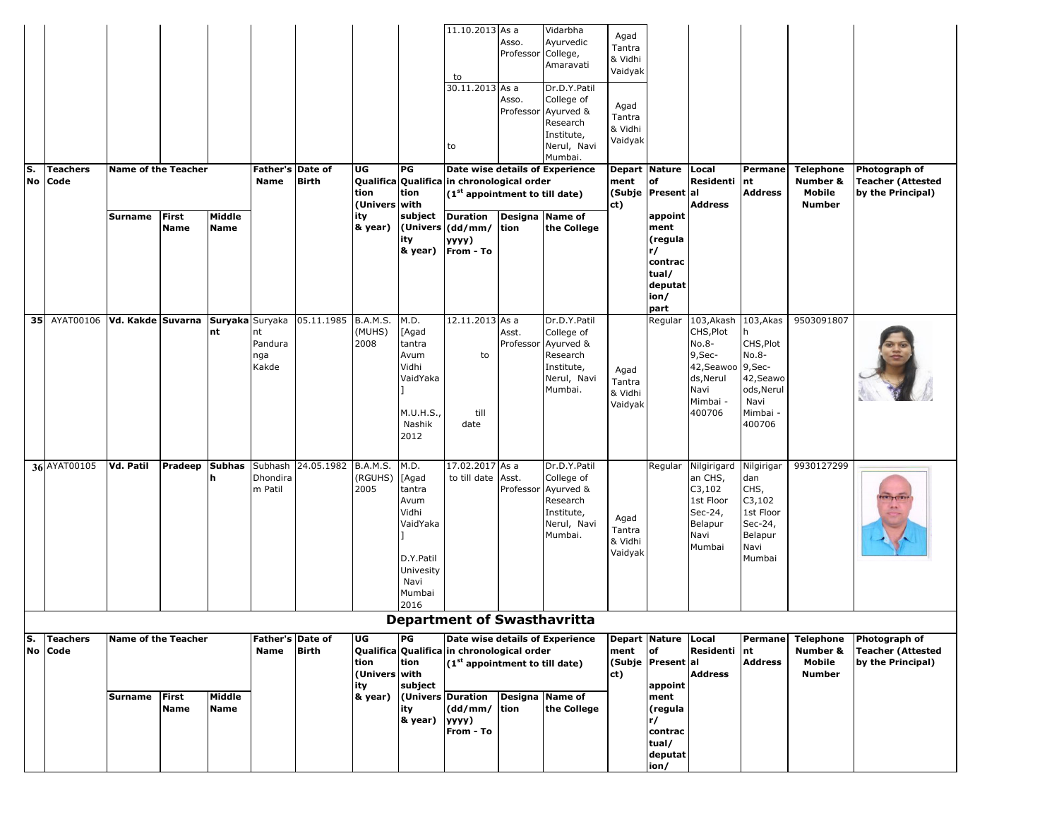| S. No | Teachers Code | Name of the Teacher | | | Father's Name | Date of Birth | UG Qualification (University & year) | PG Qualification with subject (University & year) | Date wise details of Experience in chronological order (1st appointment to till date) | | | Department (Subject) | Nature of Present appointment (regular/ contractual/ deputation/ part | Local Residential Address | Permanent Address | Telephone Number & Mobile Number | Photograph of Teacher (Attested by the Principal) |
|---|---|---|---|---|---|---|---|---|---|---|---|---|---|---|---|---|---|
| | | Surname | First Name | Middle Name | | | | | Duration (dd/mm/ yyyy) From - To | Designation | Name of the College | | | | | | |
| | | | | | | | | | 11.10.2013 to | As a Asso. Professor | Vidarbha Ayurvedic College, Amaravati | Agad Tantra & Vidhi Vaidyak | | | | | |
| | | | | | | | | | 30.11.2013 to | As a Asso. Professor | Dr.D.Y.Patil College of Ayurved & Research Institute, Nerul, Navi Mumbai. | Agad Tantra & Vidhi Vaidyak | | | | | |
| 35 | AYAT00106 | Vd. Kakde | Suvarna | Suryakant | Suryakant Pandurangа Kakde | 05.11.1985 | B.A.M.S. (MUHS) 2008 | M.D. [Agad tantra Avum Vidhi VaidYaka] M.U.H.S., Nashik 2012 | 12.11.2013 to till date | As a Asst. Professor | Dr.D.Y.Patil College of Ayurved & Research Institute, Nerul, Navi Mumbai. | Agad Tantra & Vidhi Vaidyak | Regular | 103,Akash CHS,Plot No.8-9,Sec-42,Seawoods,Nerul Navi Mimbai - 400706 | 103,Akash CHS,Plot No.8-9,Sec-42,Seawoods,Nerul Navi Mimbai - 400706 | 9503091807 | |
| 36 | AYAT00105 | Vd. Patil | Pradeep | Subhash | Subhash Dhondiram Patil | 24.05.1982 | B.A.M.S. (RGUHS) 2005 | M.D. [Agad tantra Avum Vidhi VaidYaka] D.Y.Patil Univesity Navi Mumbai 2016 | 17.02.2017 to till date | As a Asst. Professor | Dr.D.Y.Patil College of Ayurved & Research Institute, Nerul, Navi Mumbai. | Agad Tantra & Vidhi Vaidyak | Regular | Nilgirigardan CHS, C3,102 1st Floor Sec-24, Belapur Navi Mumbai | Nilgirigardan CHS, C3,102 1st Floor Sec-24, Belapur Navi Mumbai | 9930127299 | |

## Department of Swasthavritta

| S. No | Teachers Code | Name of the Teacher | | | Father's Name | Date of Birth | UG Qualification (University & year) | PG Qualification with subject (University & year) | Date wise details of Experience in chronological order (1st appointment to till date) | | | Department (Subject) | Nature of Present appointment (regular/ contractual/ deputation/ | Local Residential Address | Permanent Address | Telephone Number & Mobile Number | Photograph of Teacher (Attested by the Principal) |
|---|---|---|---|---|---|---|---|---|---|---|---|---|---|---|---|---|---|
| | | Surname | First Name | Middle Name | | | | | Duration (dd/mm/ yyyy) From - To | Designation | Name of the College | | | | | | |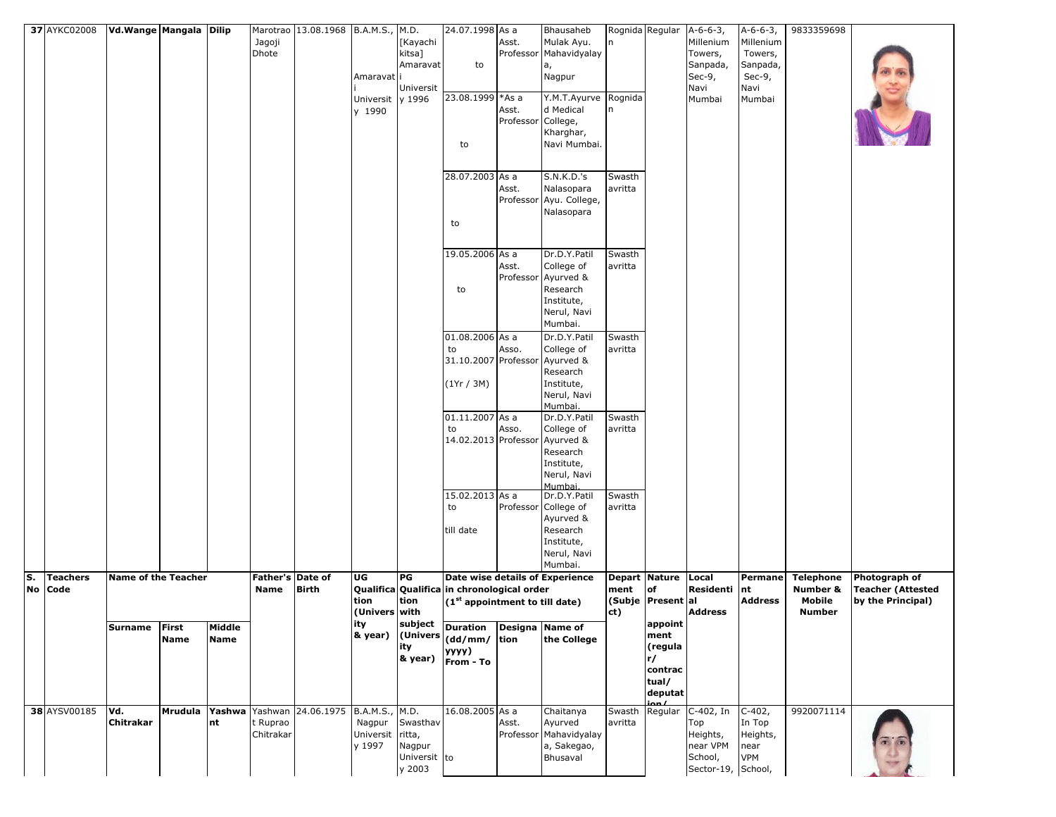| S. No | Teachers Code | Name of the Teacher | | | Father's Name | Date of Birth | UG Qualification (University & year) | PG Qualification with subject (University & year) | Date wise details of Experience in chronological order (1st appointment to till date) | | | Department (Subject) | Nature of Present appointment (regular/ contractual/ deputation/ | Local Residential Address | Permanent Address | Telephone Number & Mobile Number | Photograph of Teacher (Attested by the Principal) |
|---|---|---|---|---|---|---|---|---|---|---|---|---|---|---|---|---|---|
| | | Surname | First Name | Middle Name | | | | | Duration (dd/mm/ yyyy) From - To | Designation | Name of the College | | | | | | |
| 37 | AYKC02008 | Vd.Wange | Mangala | Dilip | Marotrao Jagoji Dhote | 13.08.1968 | B.A.M.S., Amaravati University 1990 | M.D. [Kayachikitsa] Amaravati University 1996 | 24.07.1998 to | As a Asst. Professor | Bhausaheb Mulak Ayu. Mahavidyalaya, Nagpur | Rognidan | Regular | A-6-6-3, Millenium Towers, Sanpada, Sec-9, Navi Mumbai | A-6-6-3, Millenium Towers, Sanpada, Sec-9, Navi Mumbai | 9833359698 | |
| | | | | | | | | | 23.08.1999 to | *As a Asst. Professor | Y.M.T.Ayurved Medical College, Kharghar, Navi Mumbai. | Rognidan | | | | | |
| | | | | | | | | | 28.07.2003 to | As a Asst. Professor | S.N.K.D.'s Nalasopara Ayu. College, Nalasopara | Swasthavritta | | | | | |
| | | | | | | | | | 19.05.2006 to | As a Asst. Professor | Dr.D.Y.Patil College of Ayurved & Research Institute, Nerul, Navi Mumbai. | Swasthavritta | | | | | |
| | | | | | | | | | 01.08.2006 to 31.10.2007 (1Yr / 3M) | As a Asso. Professor | Dr.D.Y.Patil College of Ayurved & Research Institute, Nerul, Navi Mumbai. | Swasthavritta | | | | | |
| | | | | | | | | | 01.11.2007 to 14.02.2013 | As a Asso. Professor | Dr.D.Y.Patil College of Ayurved & Research Institute, Nerul, Navi Mumbai. | Swasthavritta | | | | | |
| | | | | | | | | | 15.02.2013 to till date | As a Professor | Dr.D.Y.Patil College of Ayurved & Research Institute, Nerul, Navi Mumbai. | Swasthavritta | | | | | |
| 38 | AYSV00185 | Vd. Chitrakar | Mrudula | Yashwant | Yashwant Ruprao Chitrakar | 24.06.1975 | B.A.M.S., Nagpur University 1997 | M.D. Swasthavritta, Nagpur University 2003 | 16.08.2005 to | As a Asst. Professor | Chaitanya Ayurved Mahavidyalaya, Sakegao, Bhusaval | Swasthavritta | Regular | C-402, In Top Heights, near VPM School, Sector-19, | C-402, In Top Heights, near VPM School, | 9920071114 | |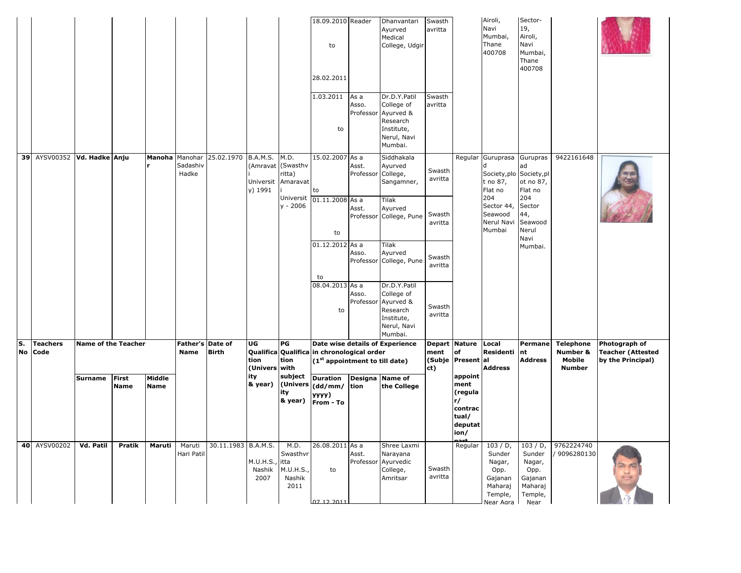| S. No | Teachers Code | Name of the Teacher | | | Father's Name | Date of Birth | UG Qualification (University & year) | PG Qualification with subject (University & year) | Date wise details of Experience in chronological order (1st appointment to till date) | | | Department (Subject) | Nature of Present appointment (regular/ contractual/ deputation/ part | Local Residential Address | Permanent Address | Telephone Number & Mobile Number | Photograph of Teacher (Attested by the Principal) |
|---|---|---|---|---|---|---|---|---|---|---|---|---|---|---|---|---|---|
| | | Surname | First Name | Middle Name | | | | | Duration (dd/mm/yyyy) From - To | Designation | Name of the College | | | | | | |
| | | | | | | | | | 18.09.2010 to 28.02.2011 | Reader | Dhanvantari Ayurved Medical College, Udgir | Swasthavritta | | Airoli, Navi Mumbai, Thane 400708 | Sector-19, Airoli, Navi Mumbai, Thane 400708 | | |
| | | | | | | | | | 1.03.2011 to | As a Asso. Professor | Dr.D.Y.Patil College of Ayurved & Research Institute, Nerul, Navi Mumbai. | Swasthavritta | | | | | |
| 39 | AYSV00352 | Vd. Hadke | Anju | Manohar | Manohar Sadashiv Hadke | 25.02.1970 | B.A.M.S. (Amravati University) 1991 | M.D. (Swasthvritta) Amaravati University - 2006 | 15.02.2007 to | As a Asst. Professor | Siddhakala Ayurved College, Sangamner, | Swasthavritta | Regular | Guruprasad Society,plt no 87, Flat no 204 Sector 44, Seawood Nerul Navi Mumbai | Guruprasad Society,plot no 87, Flat no 204 Sector 44, Seawood Nerul Navi Mumbai. | 9422161648 | |
| | | | | | | | | | 01.11.2008 to | As a Asst. Professor | Tilak Ayurved College, Pune | Swasthavritta | | | | | |
| | | | | | | | | | 01.12.2012 to | As a Asso. Professor | Tilak Ayurved College, Pune | Swasthavritta | | | | | |
| | | | | | | | | | 08.04.2013 to | As a Asso. Professor | Dr.D.Y.Patil College of Ayurved & Research Institute, Nerul, Navi Mumbai. | Swasthavritta | | | | | |
| 40 | AYSV00202 | Vd. Patil | Pratik | Maruti | Maruti Hari Patil | 30.11.1983 | B.A.M.S. M.U.H.S., Nashik 2007 | M.D. Swasthvritta M.U.H.S., Nashik 2011 | 26.08.2011 to 07.12.2011 | As a Asst. Professor | Shree Laxmi Narayana Ayurvedic College, Amritsar | Swasthavritta | Regular | 103 / D, Sunder Nagar, Opp. Gajanan Maharaj Temple, Near Agra | 103 / D, Sunder Nagar, Opp. Gajanan Maharaj Temple, Near | 9762224740 / 9096280130 | |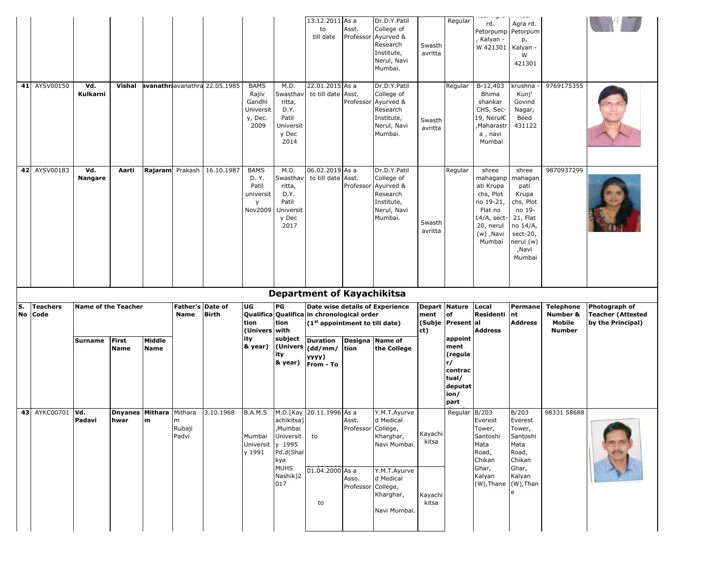| | | | | | | | | | 13.12.2011 to till date | As a Asst. Professor | Dr.D.Y.Patil College of Ayurved & Research Institute, Nerul, Navi Mumbai. | Swasth avritta | Regular | rd. Petorpump , Kalyan - W 421301 | Agra rd. Petorpump, Kalyan - W 421301 | | |
|---|---|---|---|---|---|---|---|---|---|---|---|---|---|---|---|---|---|
| 41 | AYSV00150 | Vd. Kulkarni | Vishal | avanathra | avanathra | 22.05.1985 | BAMS Rajiv Gandhi University, Dec. 2009 | M.D. Swasthavritta, D.Y. Patil University Dec 2014 | 22.01.2015 to till date | As a Asst. Professor | Dr.D.Y.Patil College of Ayurved & Research Institute, Nerul, Navi Mumbai. | Swasth avritta | Regular | B-12,403 Bhima shankar CHS, Sec-19, Nerul€ ,Maharastra , navi Mumbai | krushna - Kunj' Govind Nagar, Beed 431122 | 9769175355 | |
| 42 | AYSV00183 | Vd. Nangare | Aarti | Rajaram | Prakash | 16.10.1987 | BAMS D. Y. Patil university Nov2009 | M.D. Swasthavritta, D.Y. Patil University Dec 2017 | 06.02.2019 to till date | As a Asst. Professor | Dr.D.Y.Patil College of Ayurved & Research Institute, Nerul, Navi Mumbai. | Swasth avritta | Regular | shree mahaganpati Krupa chs, Plot no 19-21, Flat no 14/A, sect-20, nerul (w) ,Navi Mumbai | shree mahaganpati Krupa chs, Plot no 19-21, Flat no 14/A, sect-20, nerul (w) ,Navi Mumbai | 9870937299 | |

## Department of Kayachikitsa

| S. No | Teachers Code | Name of the Teacher | | | Father's Name | Date of Birth | UG Qualification (University & year) | PG Qualification with subject (University & year) | Date wise details of Experience in chronological order (1st appointment to till date) | | | Department (Subject) | Nature of Present appointment (regular/ contractual/ deputation/ part | Local Residential Address | Permanent Address | Telephone Number & Mobile Number | Photograph of Teacher (Attested by the Principal) |
|---|---|---|---|---|---|---|---|---|---|---|---|---|---|---|---|---|---|
| | | Surname | First Name | Middle Name | | | | | Duration (dd/mm/yyyy) From - To | Designation | Name of the College | | | | | | |
| 43 | AYKC00701 | Vd. Padavi | Dnyaneshwar | Mitharam | Mitharam Rubaji Padvi | 3.10.1968 | B.A.M.S Mumbai University 1991 | M.D.[Kayachikitsa] ,Mumbai University 1995 Pd.d(Shalkya MUHS Nashik)2017 | 20.11.1996 to | As a Asst. Professor | Y.M.T.Ayurved Medical College, Kharghar, Navi Mumbai. | Kayachikitsa | Regular | B/203 Everest Tower, Santoshi Mata Road, Chikan Ghar, Kalyan (W),Thane | B/203 Everest Tower, Santoshi Mata Road, Chikan Ghar, Kalyan (W),Thane | 98331 58688 | |
| | | | | | | | | | 01.04.2000 to | As a Asso. Professor | Y.M.T.Ayurved Medical College, Kharghar, Navi Mumbai. | Kayachikitsa | | | | | |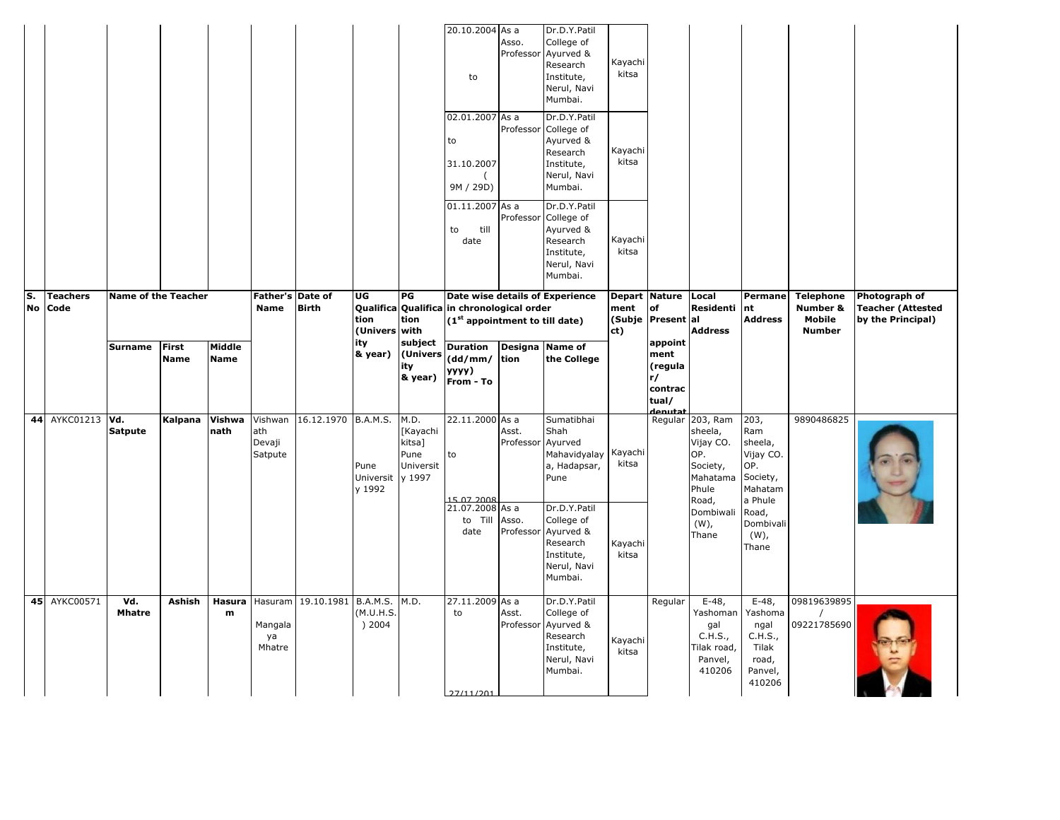| S. No | Teachers Code | Name of the Teacher | | | Father's Name | Date of Birth | UG Qualification (University & year) | PG Qualification with subject (University & year) | Date wise details of Experience in chronological order (1st appointment to till date) | | | Department (Subject) | Nature of Present appointment (regular/contractual/deputat | Local Residential Address | Permanent Address | Telephone Number & Mobile Number | Photograph of Teacher (Attested by the Principal) |
|---|---|---|---|---|---|---|---|---|---|---|---|---|---|---|---|---|---|
| | | Surname | First Name | Middle Name | | | | | Duration (dd/mm/yyyy) From - To | Designation | Name of the College | | | | | | |
| | | | | | | | | | 20.10.2004 to | As a Asso. Professor | Dr.D.Y.Patil College of Ayurved & Research Institute, Nerul, Navi Mumbai. | Kayachikitsa | | | | | |
| | | | | | | | | | 02.01.2007 to 31.10.2007 ( 9M / 29D) | As a Professor | Dr.D.Y.Patil College of Ayurved & Research Institute, Nerul, Navi Mumbai. | Kayachikitsa | | | | | |
| | | | | | | | | | 01.11.2007 to till date | As a Professor | Dr.D.Y.Patil College of Ayurved & Research Institute, Nerul, Navi Mumbai. | Kayachikitsa | | | | | |
| 44 | AYKC01213 | Vd. Satpute | Kalpana | Vishwanath | Vishwanath Devaji Satpute | 16.12.1970 | B.A.M.S. Pune University 1992 | M.D. [Kayachikitsa] Pune University 1997 | 22.11.2000 to 15.07.2008 | As a Asst. Professor | Sumatibhai Shah Ayurved Mahavidyalaya, Hadapsar, Pune | Kayachikitsa | Regular | 203, Ram sheela, Vijay CO. OP. Society, Mahatama Phule Road, Dombiwali (W), Thane | 203, Ram sheela, Vijay CO. OP. Society, Mahatama Phule Road, Dombivali (W), Thane | 9890486825 | |
| | | | | | | | | | 21.07.2008 to Till date | As a Asso. Professor | Dr.D.Y.Patil College of Ayurved & Research Institute, Nerul, Navi Mumbai. | Kayachikitsa | | | | | |
| 45 | AYKC00571 | Vd. Mhatre | Ashish | Hasuram | Hasuram Mangalaya Mhatre | 19.10.1981 | B.A.M.S. (M.U.H.S.) 2004 | M.D. | 27.11.2009 to 27/11/201 | As a Asst. Professor | Dr.D.Y.Patil College of Ayurved & Research Institute, Nerul, Navi Mumbai. | Kayachikitsa | Regular | E-48, Yashomangal C.H.S., Tilak road, Panvel, 410206 | E-48, Yashomangal C.H.S., Tilak road, Panvel, 410206 | 09819639895 / 09221785690 | |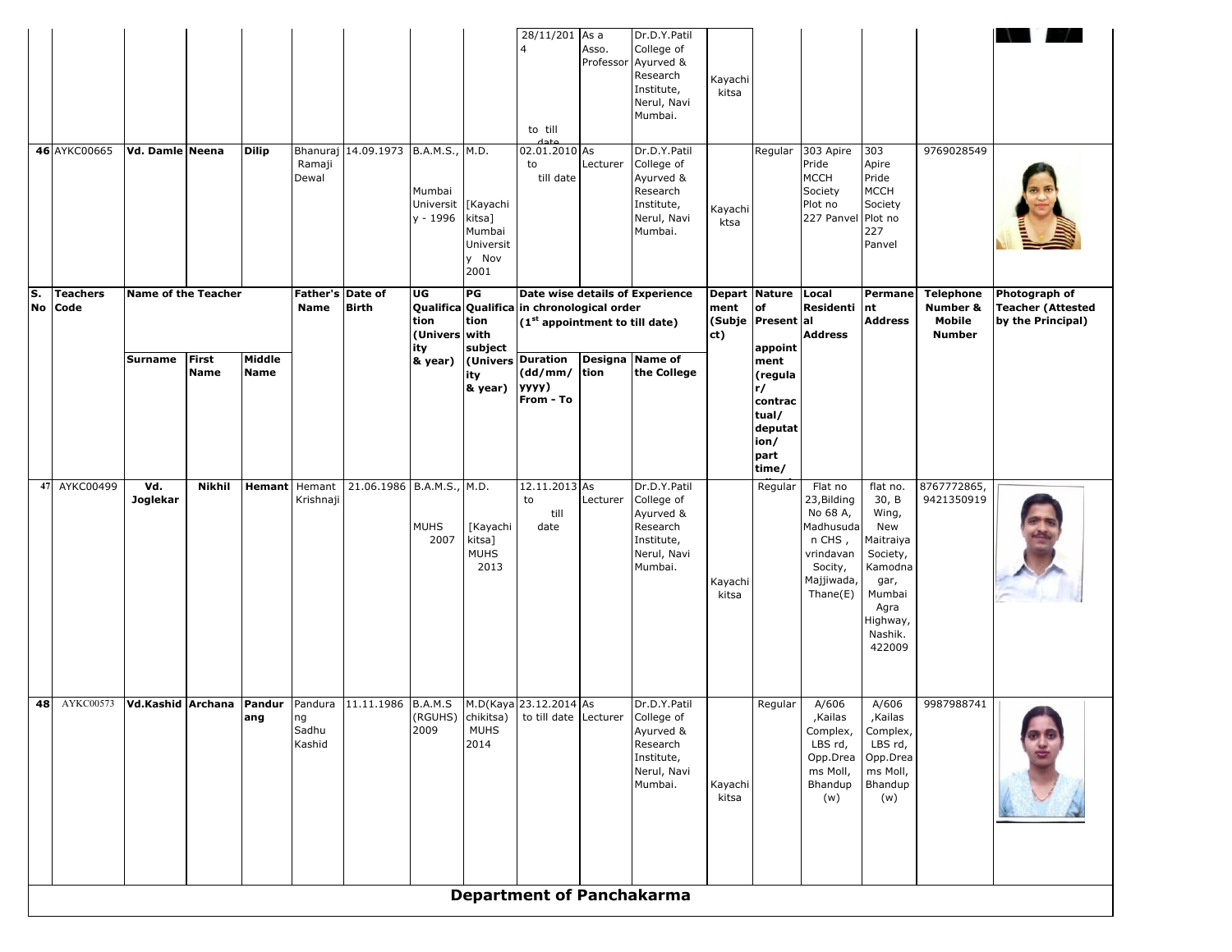| S. No | Teachers Code | Name of the Teacher | | | Father's Name | Date of Birth | UG Qualification (University & year) | PG Qualification with subject (University & year) | Date wise details of Experience in chronological order (1st appointment to till date) | | | Department (Subject) | Nature of Present appointment (regular/ contractual/ deputation/ part time/ | Local Residential Address | Permanent Address | Telephone Number & Mobile Number | Photograph of Teacher (Attested by the Principal) |
|---|---|---|---|---|---|---|---|---|---|---|---|---|---|---|---|---|---|
| | | Surname | First Name | Middle Name | | | | | Duration (dd/mm/ yyyy) From - To | Designation | Name of the College | | | | | | |
| | | | | | | | | | 28/11/2014 to till date | As a Asso. Professor | Dr.D.Y.Patil College of Ayurved & Research Institute, Nerul, Navi Mumbai. | Kayachikitsa | | | | | |
| 46 | AYKC00665 | Vd. Damle | Neena | Dilip | Bhanuraj Ramaji Dewal | 14.09.1973 | B.A.M.S., Mumbai University - 1996 | M.D. [Kayachikitsa] Mumbai University Nov 2001 | 02.01.2010 to till date | As Lecturer | Dr.D.Y.Patil College of Ayurved & Research Institute, Nerul, Navi Mumbai. | Kayachiktsa | Regular | 303 Apire Pride MCCH Society Plot no 227 Panvel | 303 Apire Pride MCCH Society Plot no 227 Panvel | 9769028549 | |
| 47 | AYKC00499 | Vd. Joglekar | Nikhil | Hemant | Hemant Krishnaji | 21.06.1986 | B.A.M.S., MUHS 2007 | M.D. [Kayachikitsa] MUHS 2013 | 12.11.2013 to till date | As Lecturer | Dr.D.Y.Patil College of Ayurved & Research Institute, Nerul, Navi Mumbai. | Kayachikitsa | Regular | Flat no 23,Bilding No 68 A, Madhusudan CHS , vrindavan Socity, Majjiwada, Thane(E) | flat no. 30, B Wing, New Maitraiya Society, Kamodnagar, Mumbai Agra Highway, Nashik. 422009 | 8767772865, 9421350919 | |
| 48 | AYKC00573 | Vd.Kashid | Archana | Pandurang | Pandurang Sadhu Kashid | 11.11.1986 | B.A.M.S (RGUHS) 2009 | M.D(Kayachikitsa) MUHS 2014 | 23.12.2014 to till date | As Lecturer | Dr.D.Y.Patil College of Ayurved & Research Institute, Nerul, Navi Mumbai. | Kayachikitsa | Regular | A/606 ,Kailas Complex, LBS rd, Opp.Dreams Moll, Bhandup (w) | A/606 ,Kailas Complex, LBS rd, Opp.Dreams Moll, Bhandup (w) | 9987988741 | |

## Department of Panchakarma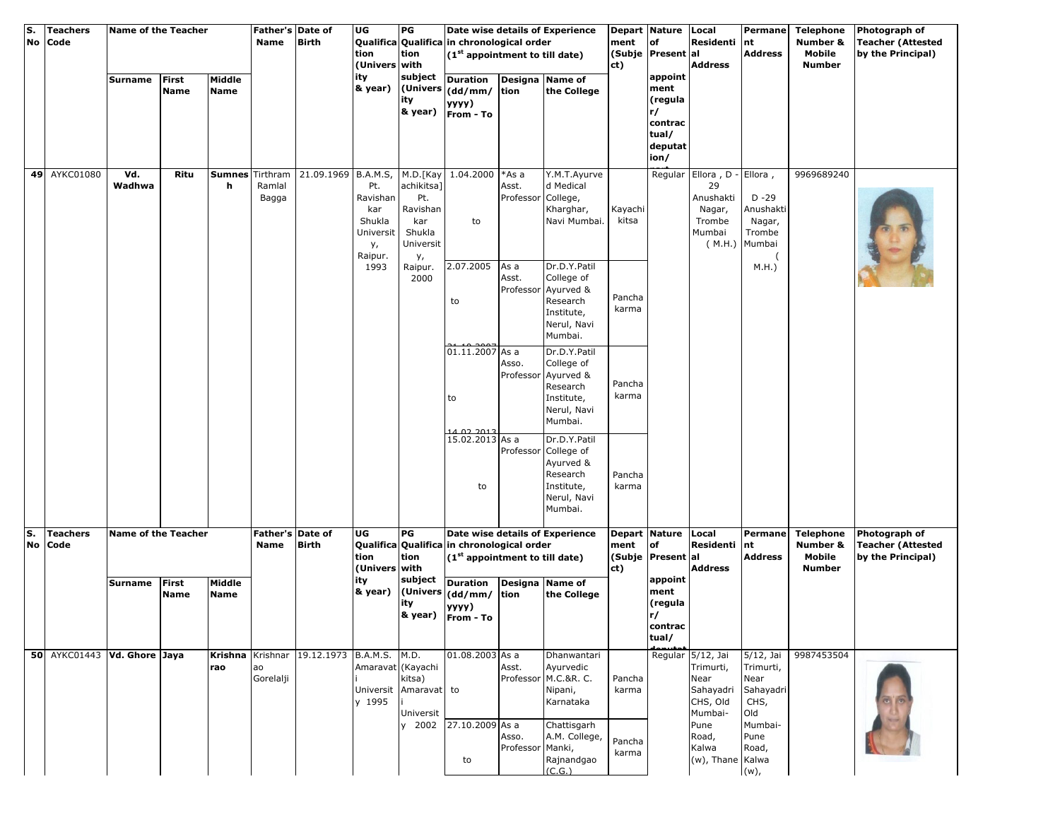| S. No | Teachers Code | Name of the Teacher | | | Father's Name | Date of Birth | UG Qualification (University & year) | PG Qualification with subject (University & year) | Date wise details of Experience in chronological order (1st appointment to till date) | | | Department (Subject) | Nature of Present appointment (regular/ contractual/ deputation/ | Local Residential Address | Permanent Address | Telephone Number & Mobile Number | Photograph of Teacher (Attested by the Principal) |
|---|---|---|---|---|---|---|---|---|---|---|---|---|---|---|---|---|---|
| | | Surname | First Name | Middle Name | | | | | Duration (dd/mm/ yyyy) From - To | Designation | Name of the College | | | | | | |
| 49 | AYKC01080 | Vd. Wadhwa | Ritu | Sumnesh | Tirthram Ramlal Bagga | 21.09.1969 | B.A.M.S, Pt. Ravishankar Shukla University, Raipur. 1993 | M.D.[Kayachikitsa] Pt. Ravishankar Shukla University, Raipur. 2000 | 1.04.2000 to | *As a Asst. Professor | Y.M.T.Ayurved Medical College, Kharghar, Navi Mumbai. | Kayachikitsa | Regular | Ellora , D - 29 Anushakti Nagar, Trombe Mumbai ( M.H.) | Ellora , D -29 Anushakti Nagar, Trombe Mumbai ( M.H.) | 9969689240 | |
| | | | | | | | | | 2.07.2005 to 31.10.2007 | As a Asst. Professor | Dr.D.Y.Patil College of Ayurved & Research Institute, Nerul, Navi Mumbai. | Panchakarma | | | | | |
| | | | | | | | | | 01.11.2007 to 14.02.2013 | As a Asso. Professor | Dr.D.Y.Patil College of Ayurved & Research Institute, Nerul, Navi Mumbai. | Panchakarma | | | | | |
| | | | | | | | | | 15.02.2013 to | As a Professor | Dr.D.Y.Patil College of Ayurved & Research Institute, Nerul, Navi Mumbai. | Panchakarma | | | | | |

| S. No | Teachers Code | Name of the Teacher | | | Father's Name | Date of Birth | UG Qualification (University & year) | PG Qualification with subject (University & year) | Date wise details of Experience in chronological order (1st appointment to till date) | | | Department (Subject) | Nature of Present appointment (regular/ contractual/ deputation/ | Local Residential Address | Permanent Address | Telephone Number & Mobile Number | Photograph of Teacher (Attested by the Principal) |
|---|---|---|---|---|---|---|---|---|---|---|---|---|---|---|---|---|---|
| | | Surname | First Name | Middle Name | | | | | Duration (dd/mm/ yyyy) From - To | Designation | Name of the College | | | | | | |
| 50 | AYKC01443 | Vd. Ghore | Jaya | Krishnarao | Krishnarao Gorelalji | 19.12.1973 | B.A.M.S. Amaravati University 1995 | M.D. (Kayachikitsa) Amaravati University 2002 | 01.08.2003 to | As a Asst. Professor | Dhanwantari Ayurvedic M.C.&R. C. Nipani, Karnataka | Panchakarma | Regular | 5/12, Jai Trimurti, Near Sahayadri CHS, Old Mumbai-Pune Road, Kalwa (w), Thane | 5/12, Jai Trimurti, Near Sahayadri CHS, Old Mumbai-Pune Road, Kalwa (w), | 9987453504 | |
| | | | | | | | | | 27.10.2009 to | As a Asso. Professor | Chattisgarh A.M. College, Manki, Rajnandgao (C.G.) | Panchakarma | | | | | |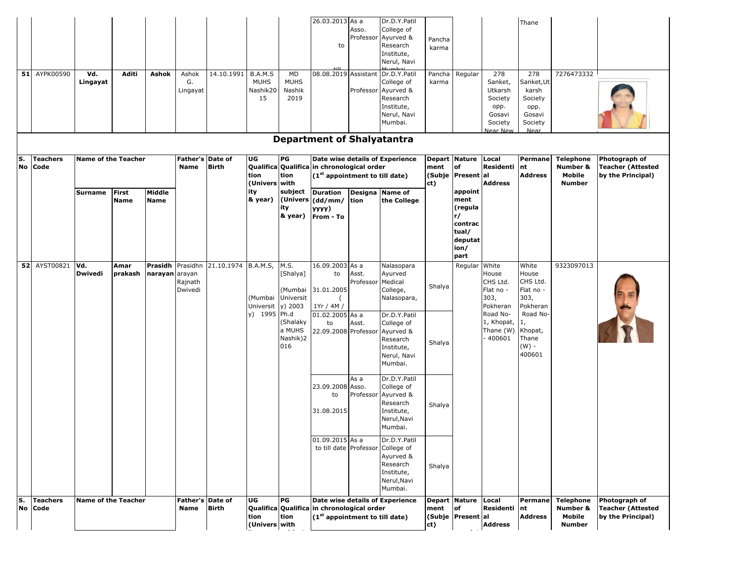| | | | | | | | | | 26.03.2013 to till | As a Asso. Professor | Dr.D.Y.Patil College of Ayurved & Research Institute, Nerul, Navi Mumbai | Panchakarma | | | Thane | | |
|---|---|---|---|---|---|---|---|---|---|---|---|---|---|---|---|---|---|
| 51 | AYPK00590 | Vd. Lingayat | Aditi | Ashok | Ashok G. Lingayat | 14.10.1991 | B.A.M.S MUHS Nashik2015 | MD MUHS Nashik 2019 | 08.08.2019 | Assistant Professor | Dr.D.Y.Patil College of Ayurved & Research Institute, Nerul, Navi Mumbai. | Panchakarma | Regular | 278 Sanket, Utkarsh Society opp. Gosavi Society Near New | 278 Sanket,Utkarsh Society opp. Gosavi Society Near | 7276473332 | |

## Department of Shalyatantra

| S. No | Teachers Code | Name of the Teacher | | | Father's Name | Date of Birth | UG Qualification (University & year) | PG Qualification with subject (University & year) | Date wise details of Experience in chronological order (1st appointment to till date) | | | Department (Subject) | Nature of Present appointment (regular/contractual/deputation/part | Local Residential Address | Permanent Address | Telephone Number & Mobile Number | Photograph of Teacher (Attested by the Principal) |
|---|---|---|---|---|---|---|---|---|---|---|---|---|---|---|---|---|---|
| | | Surname | First Name | Middle Name | | | | | Duration (dd/mm/yyyy) From - To | Designation | Name of the College | | | | | | |
| 52 | AYST00821 | Vd. Dwivedi | Amar prakash | Prasidh narayan | Prasidhnarayan Rajnath Dwivedi | 21.10.1974 | B.A.M.S, (Mumbai University) 1995 | M.S. [Shalya] (Mumbai University) 2003 Ph.d (Shalakya MUHS Nashik)2016 | 16.09.2003 to 31.01.2005 ( 1Yr / 4M / | As a Asst. Professor | Nalasopara Ayurved Medical College, Nalasopara, | Shalya | Regular | White House CHS Ltd. Flat no - 303, Pokheran Road No-1, Khopat, Thane (W) - 400601 | White House CHS Ltd. Flat no - 303, Pokheran Road No-1, Khopat, Thane (W) - 400601 | 9323097013 | |
| | | | | | | | | | 01.02.2005 to 22.09.2008 | As a Asst. Professor | Dr.D.Y.Patil College of Ayurved & Research Institute, Nerul, Navi Mumbai. | Shalya | | | | | |
| | | | | | | | | | 23.09.2008 to 31.08.2015 | As a Asso. Professor | Dr.D.Y.Patil College of Ayurved & Research Institute, Nerul,Navi Mumbai. | Shalya | | | | | |
| | | | | | | | | | 01.09.2015 to till date | As a Professor | Dr.D.Y.Patil College of Ayurved & Research Institute, Nerul,Navi Mumbai. | Shalya | | | | | |
| S. No | Teachers Code | Name of the Teacher | | | Father's Name | Date of Birth | UG Qualification (Univers | PG Qualification with | Date wise details of Experience in chronological order (1st appointment to till date) | | | Department (Subject) | Nature of Present | Local Residential Address | Permanent Address | Telephone Number & Mobile Number | Photograph of Teacher (Attested by the Principal) |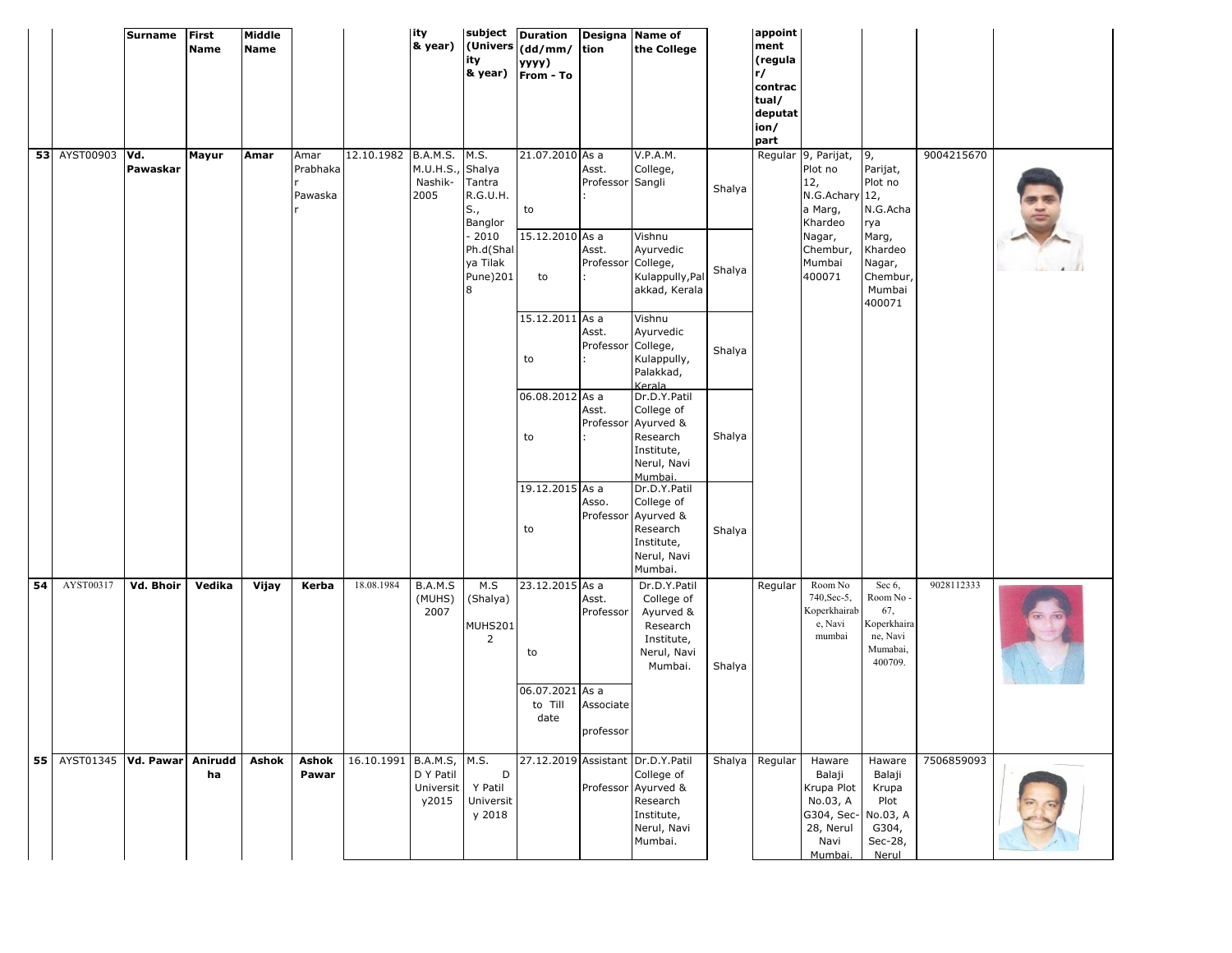| | | Surname | First Name | Middle Name | | | ity & year) | subject (University & year) | Duration (dd/mm/yyyy) From - To | Designation | Name of the College | | appointment (regular/contractual/deputation/part | | | | |
|---|---|---|---|---|---|---|---|---|---|---|---|---|---|---|---|---|---|
| 53 | AYST00903 | Vd. Pawaskar | Mayur | Amar | Amar Prabhakar Pawaskar | 12.10.1982 | B.A.M.S. M.U.H.S., Nashik-2005 | M.S. Shalya Tantra R.G.U.H.S., Banglor - 2010 Ph.d(Shalya Tilak Pune)2018 | 21.07.2010 to | As a Asst. Professor : | V.P.A.M. College, Sangli | Shalya | Regular | 9, Parijat, Plot no 12, N.G.Acharya Marg, Khardeo Nagar, Chembur, Mumbai 400071 | 9, Parijat, Plot no 12, N.G.Acharya Marg, Khardeo Nagar, Chembur, Mumbai 400071 | 9004215670 | |
| | | | | | | | | | 15.12.2010 to | As a Asst. Professor : | Vishnu Ayurvedic College, Kulappully,Palakkad, Kerala | Shalya | | | | | |
| | | | | | | | | | 15.12.2011 to | As a Asst. Professor : | Vishnu Ayurvedic College, Kulappully, Palakkad, Kerala | Shalya | | | | | |
| | | | | | | | | | 06.08.2012 to | As a Asst. Professor : | Dr.D.Y.Patil College of Ayurved & Research Institute, Nerul, Navi Mumbai. | Shalya | | | | | |
| | | | | | | | | | 19.12.2015 to | As a Asso. Professor | Dr.D.Y.Patil College of Ayurved & Research Institute, Nerul, Navi Mumbai. | Shalya | | | | | |
| 54 | AYST00317 | Vd. Bhoir | Vedika | Vijay | Kerba | 18.08.1984 | B.A.M.S (MUHS) 2007 | M.S (Shalya) MUHS2012 | 23.12.2015 to | As a Asst. Professor | Dr.D.Y.Patil College of Ayurved & Research Institute, Nerul, Navi Mumbai. | Shalya | Regular | Room No 740,Sec-5, Koperkhairabe, Navi mumbai | Sec 6, Room No - 67, Koperkhairane, Navi Mumabai, 400709. | 9028112333 | |
| | | | | | | | | | 06.07.2021 to Till date | As a Associate professor | | | | | | | |
| 55 | AYST01345 | Vd. Pawar | Aniruddha | Ashok | Ashok Pawar | 16.10.1991 | B.A.M.S, D Y Patil University2015 | M.S. D Y Patil University 2018 | 27.12.2019 | Assistant Professor | Dr.D.Y.Patil College of Ayurved & Research Institute, Nerul, Navi Mumbai. | Shalya | Regular | Haware Balaji Krupa Plot No.03, A G304, Sec-28, Nerul Navi Mumbai. | Haware Balaji Krupa Plot No.03, A G304, Sec-28, Nerul | 7506859093 | |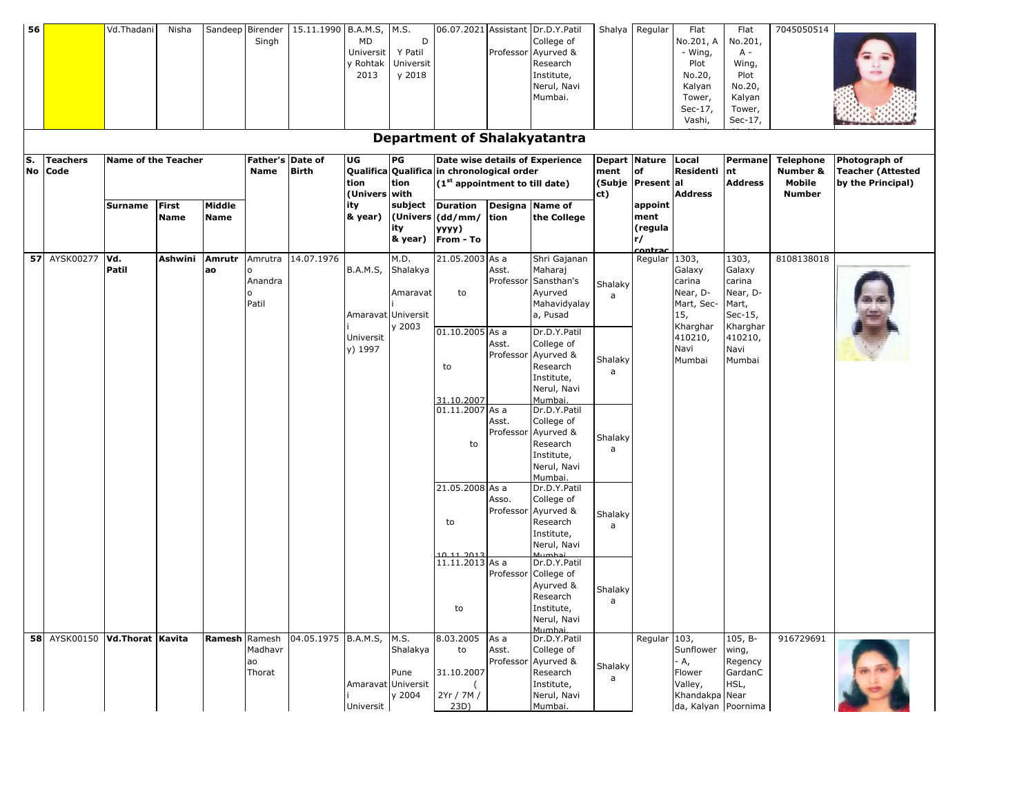| 56 | | Vd.Thadani | Nisha | Sandeep | Birender Singh | 15.11.1990 | B.A.M.S, MD University Rohtak 2013 | M.S. D Y Patil University 2018 | 06.07.2021 | Assistant Professor | Dr.D.Y.Patil College of Ayurved & Research Institute, Nerul, Navi Mumbai. | Shalya | Regular | Flat No.201, A - Wing, Plot No.20, Kalyan Tower, Sec-17, Vashi, | Flat No.201, A - Wing, Plot No.20, Kalyan Tower, Sec-17, | 7045050514 | |
|---|---|---|---|---|---|---|---|---|---|---|---|---|---|---|---|---|---|

## Department of Shalakyatantra

| S. No | Teachers Code | Name of the Teacher | | | Father's Name | Date of Birth | UG Qualification (University & year) | PG Qualification with subject (University & year) | Date wise details of Experience in chronological order (1st appointment to till date) | | | Department (Subject) | Nature of Present appointment (regular/contract) | Local Residential Address | Permanent Address | Telephone Number & Mobile Number | Photograph of Teacher (Attested by the Principal) |
|---|---|---|---|---|---|---|---|---|---|---|---|---|---|---|---|---|---|
| | | Surname | First Name | Middle Name | | | | | Duration (dd/mm/yyyy) From - To | Designation | Name of the College | | | | | | |
| 57 | AYSK00277 | Vd. Patil | Ashwini | Amrutrao | Amrutrao Anandrao Patil | 14.07.1976 | B.A.M.S, Amaravati University) 1997 | M.D. Shalakya Amaravat University 2003 | 21.05.2003 to | As a Asst. Professor | Shri Gajanan Maharaj Sansthan's Ayurved Mahavidyalaya, Pusad | Shalakya | Regular | 1303, Galaxy carina Near, D-Mart, Sec-15, Kharghar 410210, Navi Mumbai | 1303, Galaxy carina Near, D-Mart, Sec-15, Kharghar 410210, Navi Mumbai | 8108138018 | |
| | | | | | | | | | 01.10.2005 to 31.10.2007 | As a Asst. Professor | Dr.D.Y.Patil College of Ayurved & Research Institute, Nerul, Navi Mumbai. | Shalakya | | | | | |
| | | | | | | | | | 01.11.2007 to | As a Asst. Professor | Dr.D.Y.Patil College of Ayurved & Research Institute, Nerul, Navi Mumbai. | Shalakya | | | | | |
| | | | | | | | | | 21.05.2008 to 10.11.2013 | As a Asso. Professor | Dr.D.Y.Patil College of Ayurved & Research Institute, Nerul, Navi Mumbai. | Shalakya | | | | | |
| | | | | | | | | | 11.11.2013 to | As a Professor | Dr.D.Y.Patil College of Ayurved & Research Institute, Nerul, Navi Mumbai. | Shalakya | | | | | |
| 58 | AYSK00150 | Vd.Thorat | Kavita | Ramesh | Ramesh Madhavrao Thorat | 04.05.1975 | B.A.M.S, Amaravati Universit | M.S. Shalakya Pune University 2004 | 8.03.2005 to 31.10.2007 ( 2Yr / 7M / 23D) | As a Asst. Professor | Dr.D.Y.Patil College of Ayurved & Research Institute, Nerul, Navi Mumbai. | Shalakya | Regular | 103, Sunflower - A, Flower Valley, Khandakpada, Kalyan | 105, B-wing, Regency GardanC HSL, Near Poornima | 916729691 | |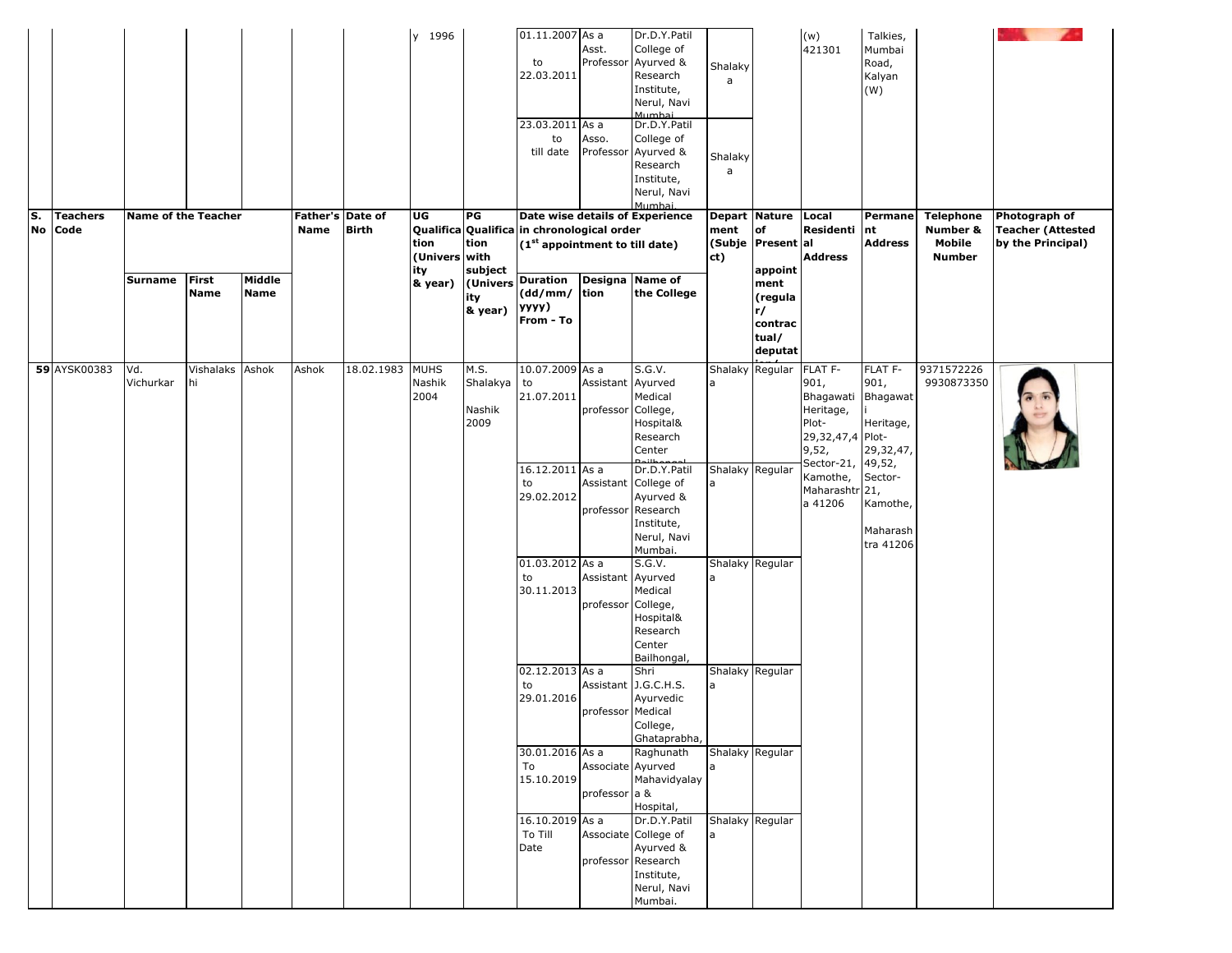| | | | | | | | y 1996 | | 01.11.2007 to 22.03.2011 | As a Asst. Professor | Dr.D.Y.Patil College of Ayurved & Research Institute, Nerul, Navi Mumbai | Shalakya | | (w) 421301 | Talkies, Mumbai Road, Kalyan (W) | | |
|---|---|---|---|---|---|---|---|---|---|---|---|---|---|---|---|---|---|
| | | | | | | | | | 23.03.2011 to till date | As a Asso. Professor | Dr.D.Y.Patil College of Ayurved & Research Institute, Nerul, Navi Mumbai. | Shalakya | | | | | |
| S. No | Teachers Code | Name of the Teacher | | | Father's Name | Date of Birth | UG Qualification (University with & year) | PG Qualification subject (University & year) | Date wise details of Experience in chronological order (1st appointment to till date) | | | Department (Subject) | Nature of Present appointment (regular/contractual/deputation) | Local Residential Address | Permanent Address | Telephone Number & Mobile Number | Photograph of Teacher (Attested by the Principal) |
| | | Surname | First Name | Middle Name | | | | | Duration (dd/mm/yyyy) From - To | Designation | Name of the College | | | | | | |
| 59 | AYSK00383 | Vd. Vichurkar | Vishalakshi | Ashok | Ashok | 18.02.1983 | MUHS Nashik 2004 | M.S. Shalakya Nashik 2009 | 10.07.2009 to 21.07.2011 | As a Assistant professor | S.G.V. Ayurved Medical College, Hospital& Research Center Bailhongal | Shalakya | Regular | FLAT F-901, Bhagawati Heritage, Plot-29,32,47,49,52, Sector-21, Kamothe, Maharashtra 41206 | FLAT F-901, Bhagawati Heritage, Plot-29,32,47,49,52, Sector-21, Kamothe, Maharashtra 41206 | 9371572226 9930873350 | |
| | | | | | | | | | 16.12.2011 to 29.02.2012 | As a Assistant professor | Dr.D.Y.Patil College of Ayurved & Research Institute, Nerul, Navi Mumbai. | Shalakya | Regular | | | | |
| | | | | | | | | | 01.03.2012 to 30.11.2013 | As a Assistant professor | S.G.V. Ayurved Medical College, Hospital& Research Center Bailhongal, | Shalakya | Regular | | | | |
| | | | | | | | | | 02.12.2013 to 29.01.2016 | As a Assistant professor | Shri J.G.C.H.S. Ayurvedic Medical College, Ghataprabha, | Shalakya | Regular | | | | |
| | | | | | | | | | 30.01.2016 To 15.10.2019 | As a Associate professor | Raghunath Ayurved Mahavidyalaya & Hospital, | Shalakya | Regular | | | | |
| | | | | | | | | | 16.10.2019 To Till Date | As a Associate professor | Dr.D.Y.Patil College of Ayurved & Research Institute, Nerul, Navi Mumbai. | Shalakya | Regular | | | | |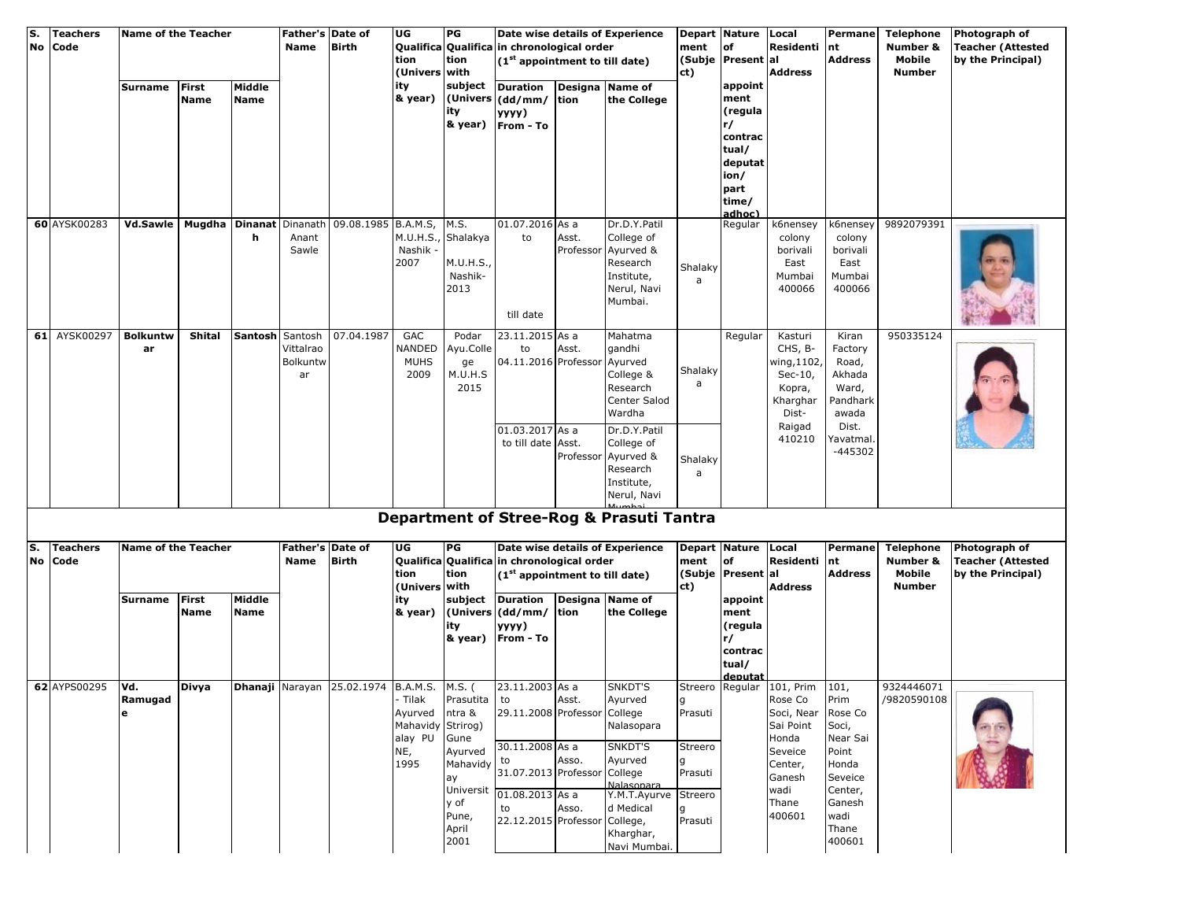| S. No | Teachers Code | Name of the Teacher | | | Father's Name | Date of Birth | UG Qualification (University & year) | PG Qualification with subject (University & year) | Date wise details of Experience in chronological order (1st appointment to till date) | | | Department (Subject) | Nature of Present appointment (regular/ contractual/ deputation/ part time/ adhoc) | Local Residential Address | Permanent Address | Telephone Number & Mobile Number | Photograph of Teacher (Attested by the Principal) |
|---|---|---|---|---|---|---|---|---|---|---|---|---|---|---|---|---|---|
| | | Surname | First Name | Middle Name | | | | | Duration (dd/mm/yyyy) From - To | Designation | Name of the College | | | | | | |
| 60 | AYSK00283 | Vd.Sawle | Mugdha | Dinanath | Dinanath Anant Sawle | 09.08.1985 | B.A.M.S, M.U.H.S., Nashik - 2007 | M.S. Shalakya M.U.H.S., Nashik- 2013 | 01.07.2016 to till date | As a Asst. Professor | Dr.D.Y.Patil College of Ayurved & Research Institute, Nerul, Navi Mumbai. | Shalakya | Regular | k6nensey colony borivali East Mumbai 400066 | k6nensey colony borivali East Mumbai 400066 | 9892079391 | |
| 61 | AYSK00297 | Bolkuntwar | Shital | Santosh | Santosh Vittalrao Bolkuntwar | 07.04.1987 | GAC NANDED MUHS 2009 | Podar Ayu.College M.U.H.S 2015 | 23.11.2015 to 04.11.2016 | As a Asst. Professor | Mahatma gandhi Ayurved College & Research Center Salod Wardha | Shalakya | Regular | Kasturi CHS, B-wing,1102, Sec-10, Kopra, Kharghar Dist-Raigad 410210 | Kiran Factory Road, Akhada Ward, Pandharkawada Dist. Yavatmal. -445302 | 950335124 | |
| | | | | | | | | | 01.03.2017 to till date | As a Asst. Professor | Dr.D.Y.Patil College of Ayurved & Research Institute, Nerul, Navi Mumbai | Shalakya | | | | | |

## Department of Stree-Rog & Prasuti Tantra

| S. No | Teachers Code | Name of the Teacher | | | Father's Name | Date of Birth | UG Qualification (University & year) | PG Qualification with subject (University & year) | Date wise details of Experience in chronological order (1st appointment to till date) | | | Department (Subject) | Nature of Present appointment (regular/ contractual/ deputat | Local Residential Address | Permanent Address | Telephone Number & Mobile Number | Photograph of Teacher (Attested by the Principal) |
|---|---|---|---|---|---|---|---|---|---|---|---|---|---|---|---|---|---|
| | | Surname | First Name | Middle Name | | | | | Duration (dd/mm/yyyy) From - To | Designation | Name of the College | | | | | | |
| 62 | AYPS00295 | Vd. Ramugade | Divya | Dhanaji | Narayan | 25.02.1974 | B.A.M.S. - Tilak Ayurved Mahavidyalay PUNE, 1995 | M.S. ( Prasutitantra & Strirog) Gune Ayurved Mahavidyay University of Pune, April 2001 | 23.11.2003 to 29.11.2008 | As a Asst. Professor | SNKDT'S Ayurved College Nalasopara | Streerog Prasuti | Regular | 101, Prim Rose Co Soci, Near Sai Point Honda Seveice Center, Ganesh wadi Thane 400601 | 101, Prim Rose Co Soci, Near Sai Point Honda Seveice Center, Ganesh wadi Thane 400601 | 9324446071 /9820590108 | |
| | | | | | | | | | 30.11.2008 to 31.07.2013 | As a Asso. Professor | SNKDT'S Ayurved College Nalasopara | Streerog Prasuti | | | | | |
| | | | | | | | | | 01.08.2013 to 22.12.2015 | As a Asso. Professor | Y.M.T.Ayurved Medical College, Kharghar, Navi Mumbai. | Streerog Prasuti | | | | | |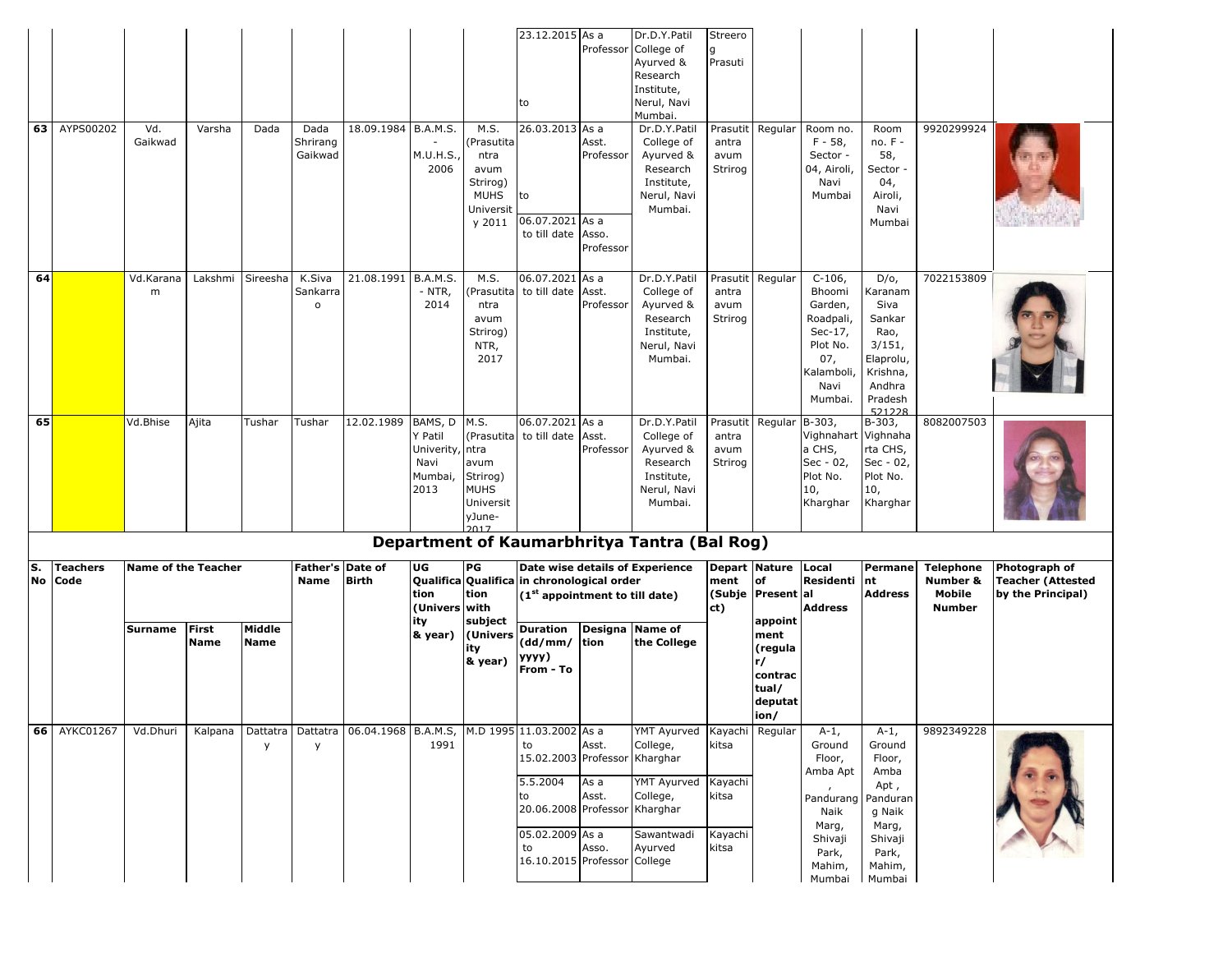| S. No | Teachers Code | Surname | First Name | Middle Name | Father's Name | Date of Birth | UG Qualification (University & year) | PG Qualification with subject (University & year) | Duration (dd/mm/yyyy) From - To | Designation | Name of the College | Department (Subject) | Nature of Present appointment (regular/contractual/deputation/ | Local Residential Address | Permanent Address | Telephone Number & Mobile Number | Photograph of Teacher (Attested by the Principal) |
|---|---|---|---|---|---|---|---|---|---|---|---|---|---|---|---|---|---|
| | | | | | | | | | 23.12.2015 to | As a Professor | Dr.D.Y.Patil College of Ayurved & Research Institute, Nerul, Navi Mumbai. | Streerog Prasuti | | | | | |
| 63 | AYPS00202 | Vd. Gaikwad | Varsha | Dada | Dada Shrirang Gaikwad | 18.09.1984 | B.A.M.S. - M.U.H.S., 2006 | M.S. (Prasutitantra avum Strirog) MUHS University 2011 | 26.03.2013 to 06.07.2021 | As a Asst. Professor | Dr.D.Y.Patil College of Ayurved & Research Institute, Nerul, Navi Mumbai. | Prasutitantra avum Strirog | Regular | Room no. F - 58, Sector - 04, Airoli, Navi Mumbai | Room no. F - 58, Sector - 04, Airoli, Navi Mumbai | 9920299924 | |
| | | | | | | | | | 06.07.2021 to till date | As a Asso. Professor | | | | | | | |
| 64 | | Vd.Karanam | Lakshmi | Sireesha | K.Siva Sankarrao | 21.08.1991 | B.A.M.S. - NTR, 2014 | M.S. (Prasutitantra avum Strirog) NTR, 2017 | 06.07.2021 to till date | As a Asst. Professor | Dr.D.Y.Patil College of Ayurved & Research Institute, Nerul, Navi Mumbai. | Prasutitantra avum Strirog | Regular | C-106, Bhoomi Garden, Roadpali, Sec-17, Plot No. 07, Kalamboli, Navi Mumbai. | D/o, Karanam Siva Sankar Rao, 3/151, Elaprolu, Krishna, Andhra Pradesh 521228 | 7022153809 | |
| 65 | | Vd.Bhise | Ajita | Tushar | Tushar | 12.02.1989 | BAMS, D Y Patil Univerity, Navi Mumbai, 2013 | M.S. (Prasutitantra avum Strirog) MUHS University June-2017 | 06.07.2021 to till date | As a Asst. Professor | Dr.D.Y.Patil College of Ayurved & Research Institute, Nerul, Navi Mumbai. | Prasutitantra avum Strirog | Regular | B-303, Vighnaharta CHS, Sec - 02, Plot No. 10, Kharghar | B-303, Vighnaharta CHS, Sec - 02, Plot No. 10, Kharghar | 8082007503 | |

## Department of Kaumarbhritya Tantra (Bal Rog)

| S. No | Teachers Code | Name of the Teacher | | | Father's Name | Date of Birth | UG Qualification (University & year) | PG Qualification with subject (University & year) | Date wise details of Experience in chronological order (1[st] appointment to till date) | | | Department (Subject) | Nature of Present appointment (regular/contractual/deputation/ | Local Residential Address | Permanent Address | Telephone Number & Mobile Number | Photograph of Teacher (Attested by the Principal) |
|---|---|---|---|---|---|---|---|---|---|---|---|---|---|---|---|---|---|
| | | Surname | First Name | Middle Name | | | | | Duration (dd/mm/yyyy) From - To | Designation | Name of the College | | | | | | |
| 66 | AYKC01267 | Vd.Dhuri | Kalpana | Dattatray | Dattatray | 06.04.1968 | B.A.M.S, 1991 | M.D 1995 | 11.03.2002 to 15.02.2003 | As a Asst. Professor | YMT Ayurved College, Kharghar | Kayachikitsa | Regular | A-1, Ground Floor, Amba Apt , Pandurang Naik Marg, Shivaji Park, Mahim, Mumbai | A-1, Ground Floor, Amba Apt , Panduran g Naik Marg, Shivaji Park, Mahim, Mumbai | 9892349228 | |
| | | | | | | | | | 5.5.2004 to 20.06.2008 | As a Asst. Professor | YMT Ayurved College, Kharghar | Kayachikitsa | | | | | |
| | | | | | | | | | 05.02.2009 to 16.10.2015 | As a Asso. Professor | Sawantwadi Ayurved College | Kayachikitsa | | | | | |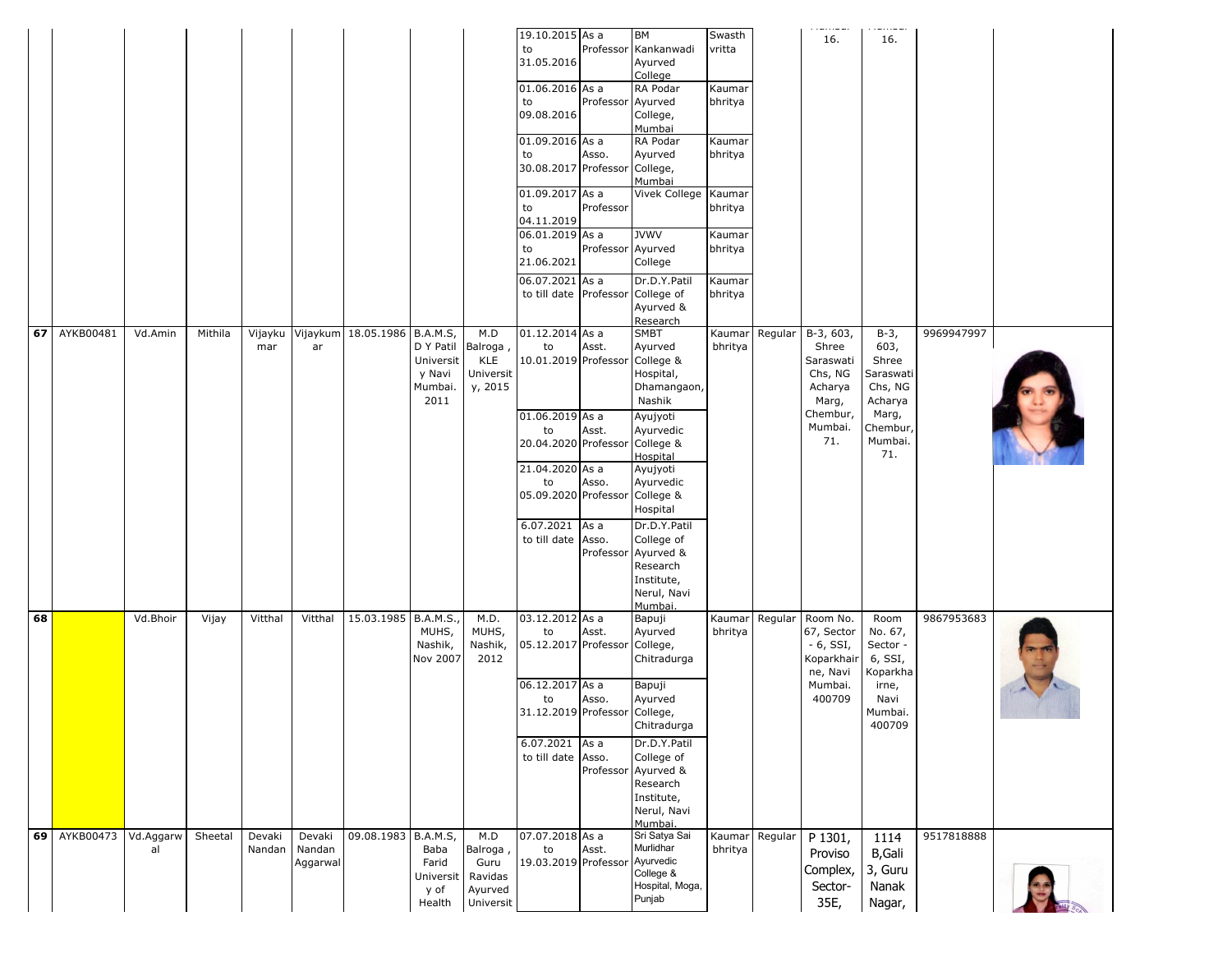| | | | | | | | | | | | | | | | | |
|---|---|---|---|---|---|---|---|---|---|---|---|---|---|---|---|---|
| | | | | | | | | 19.10.2015 to 31.05.2016 | As a Professor | BM Kankanwadi Ayurved College | Swasth vritta | | 16. | 16. | | |
| | | | | | | | | 01.06.2016 to 09.08.2016 | As a Professor | RA Podar Ayurved College, Mumbai | Kaumar bhritya | | | | | |
| | | | | | | | | 01.09.2016 to 30.08.2017 | As a Asso. Professor | RA Podar Ayurved College, Mumbai | Kaumar bhritya | | | | | |
| | | | | | | | | 01.09.2017 to 04.11.2019 | As a Professor | Vivek College | Kaumar bhritya | | | | | |
| | | | | | | | | 06.01.2019 to 21.06.2021 | As a Professor | JVWV Ayurved College | Kaumar bhritya | | | | | |
| | | | | | | | | 06.07.2021 to till date | As a Professor | Dr.D.Y.Patil College of Ayurved & Research | Kaumar bhritya | | | | | |
| 67 | AYKB00481 | Vd.Amin | Mithila | Vijayku mar | Vijaykum ar | 18.05.1986 | B.A.M.S, D Y Patil University Navi Mumbai. 2011 | M.D Balroga, KLE University, 2015 | 01.12.2014 to 10.01.2019 | As a Asst. Professor | SMBT Ayurved College & Hospital, Dhamangaon, Nashik | Kaumar bhritya | Regular | B-3, 603, Shree Saraswati Chs, NG Acharya Marg, Chembur, Mumbai. 71. | B-3, 603, Shree Saraswati Chs, NG Acharya Marg, Chembur, Mumbai. 71. | 9969947997 |
| | | | | | | | | | 01.06.2019 to 20.04.2020 | As a Asst. Professor | Ayujyoti Ayurvedic College & Hospital | | | | | |
| | | | | | | | | | 21.04.2020 to 05.09.2020 | As a Asso. Professor | Ayujyoti Ayurvedic College & Hospital | | | | | |
| | | | | | | | | | 6.07.2021 to till date | As a Asso. Professor | Dr.D.Y.Patil College of Ayurved & Research Institute, Nerul, Navi Mumbai. | | | | | |
| 68 | | Vd.Bhoir | Vijay | Vitthal | Vitthal | 15.03.1985 | B.A.M.S., MUHS, Nashik, Nov 2007 | M.D. MUHS, Nashik, 2012 | 03.12.2012 to 05.12.2017 | As a Asst. Professor | Bapuji Ayurved College, Chitradurga | Kaumar bhritya | Regular | Room No. 67, Sector - 6, SSI, Koparkhairne, Navi Mumbai. 400709 | Room No. 67, Sector - 6, SSI, Koparkhairne, Navi Mumbai. 400709 | 9867953683 |
| | | | | | | | | | 06.12.2017 to 31.12.2019 | As a Asso. Professor | Bapuji Ayurved College, Chitradurga | | | | | |
| | | | | | | | | | 6.07.2021 to till date | As a Asso. Professor | Dr.D.Y.Patil College of Ayurved & Research Institute, Nerul, Navi Mumbai. | | | | | |
| 69 | AYKB00473 | Vd.Aggarwal | Sheetal | Devaki Nandan | Devaki Nandan Aggarwal | 09.08.1983 | B.A.M.S, Baba Farid University of Health | M.D Balroga, Guru Ravidas Ayurved Universit | 07.07.2018 to 19.03.2019 | As a Asst. Professor | Sri Satya Sai Murlidhar Ayurvedic College & Hospital, Moga, Punjab | Kaumar bhritya | Regular | P 1301, Proviso Complex, Sector-35E, | 1114 B,Gali 3, Guru Nanak Nagar, | 9517818888 |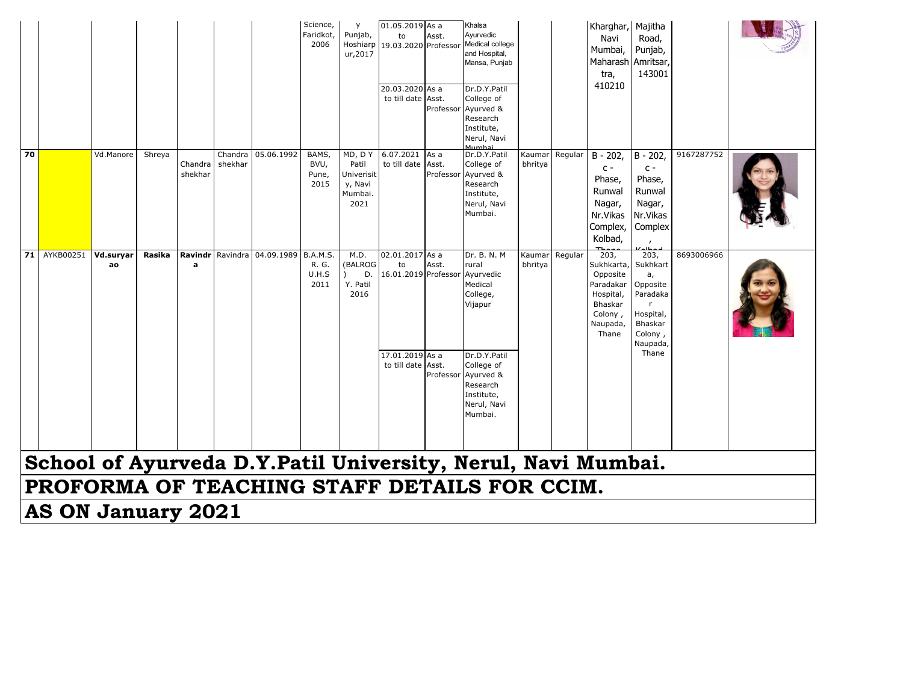| | | | | | | | | | | | | | | | | | | |
|---|---|---|---|---|---|---|---|---|---|---|---|---|---|---|---|---|---|---|
| | | | | | | | Science, Faridkot, 2006 | y Punjab, Hoshiarpur,2017 | 01.05.2019 to 19.03.2020 | As a Asst. Professor | Khalsa Ayurvedic Medical college and Hospital, Mansa, Punjab | | | Kharghar, Navi Mumbai, Maharashtra, 410210 | Majitha Road, Punjab, Amritsar, 143001 | | |
| | | | | | | | | | 20.03.2020 to till date | As a Asst. Professor | Dr.D.Y.Patil College of Ayurved & Research Institute, Nerul, Navi Mumbai | | | | | | |
| 70 | | Vd.Manore | Shreya | Chandrashekhar | Chandrashekhar | 05.06.1992 | BAMS, BVU, Pune, 2015 | MD, D Y Patil Univerisity, Navi Mumbai. 2021 | 6.07.2021 to till date | As a Asst. Professor | Dr.D.Y.Patil College of Ayurved & Research Institute, Nerul, Navi Mumbai. | Kaumarbhritya | Regular | B - 202, C - Phase, Runwal Nagar, Nr.Vikas Complex, Kolbad, Thane | B - 202, C - Phase, Runwal Nagar, Nr.Vikas Complex, Kolbad | 9167287752 | |
| 71 | AYKB00251 | **Vd.suryarao** | **Rasika** | **Ravindra** | Ravindra | 04.09.1989 | B.A.M.S. R. G. U.H.S 2011 | M.D. (BALROG) D. Y. Patil 2016 | 02.01.2017 to 16.01.2019 | As a Asst. Professor | Dr. B. N. M rural Ayurvedic Medical College, Vijapur | Kaumarbhritya | Regular | 203, Sukhkarta, Opposite Paradakar Hospital, Bhaskar Colony , Naupada, Thane | 203, Sukhkarta, Opposite Paradakar Hospital, Bhaskar Colony , Naupada, Thane | 8693006966 | |
| | | | | | | | | | 17.01.2019 to till date | As a Asst. Professor | Dr.D.Y.Patil College of Ayurved & Research Institute, Nerul, Navi Mumbai. | | | | | | |

# School of Ayurveda D.Y.Patil University, Nerul, Navi Mumbai.

# PROFORMA OF TEACHING STAFF DETAILS FOR CCIM.

# AS ON January 2021